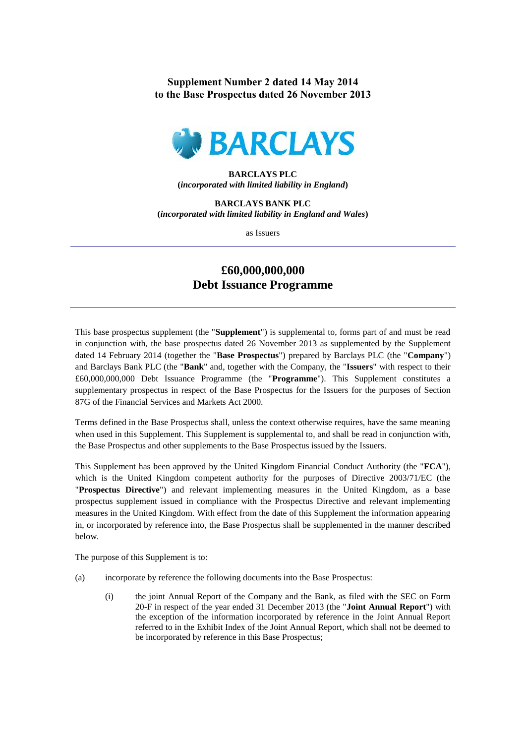**Supplement Number 2 dated 14 May 2014**
**to the Base Prospectus dated 26 November 2013**

**BARCLAYS**

**BARCLAYS PLC**
**(*incorporated with limited liability in England*)**

**BARCLAYS BANK PLC**
**(*incorporated with limited liability in England and Wales*)**

as Issuers

---

# £60,000,000,000
# Debt Issuance Programme

---

This base prospectus supplement (the "**Supplement**") is supplemental to, forms part of and must be read in conjunction with, the base prospectus dated 26 November 2013 as supplemented by the Supplement dated 14 February 2014 (together the "**Base Prospectus**") prepared by Barclays PLC (the "**Company**") and Barclays Bank PLC (the "**Bank**" and, together with the Company, the "**Issuers**" with respect to their £60,000,000,000 Debt Issuance Programme (the "**Programme**"). This Supplement constitutes a supplementary prospectus in respect of the Base Prospectus for the Issuers for the purposes of Section 87G of the Financial Services and Markets Act 2000.

Terms defined in the Base Prospectus shall, unless the context otherwise requires, have the same meaning when used in this Supplement. This Supplement is supplemental to, and shall be read in conjunction with, the Base Prospectus and other supplements to the Base Prospectus issued by the Issuers.

This Supplement has been approved by the United Kingdom Financial Conduct Authority (the "**FCA**"), which is the United Kingdom competent authority for the purposes of Directive 2003/71/EC (the "**Prospectus Directive**") and relevant implementing measures in the United Kingdom, as a base prospectus supplement issued in compliance with the Prospectus Directive and relevant implementing measures in the United Kingdom. With effect from the date of this Supplement the information appearing in, or incorporated by reference into, the Base Prospectus shall be supplemented in the manner described below.

The purpose of this Supplement is to:

(a) incorporate by reference the following documents into the Base Prospectus:

(i) the joint Annual Report of the Company and the Bank, as filed with the SEC on Form 20-F in respect of the year ended 31 December 2013 (the "**Joint Annual Report**") with the exception of the information incorporated by reference in the Joint Annual Report referred to in the Exhibit Index of the Joint Annual Report, which shall not be deemed to be incorporated by reference in this Base Prospectus;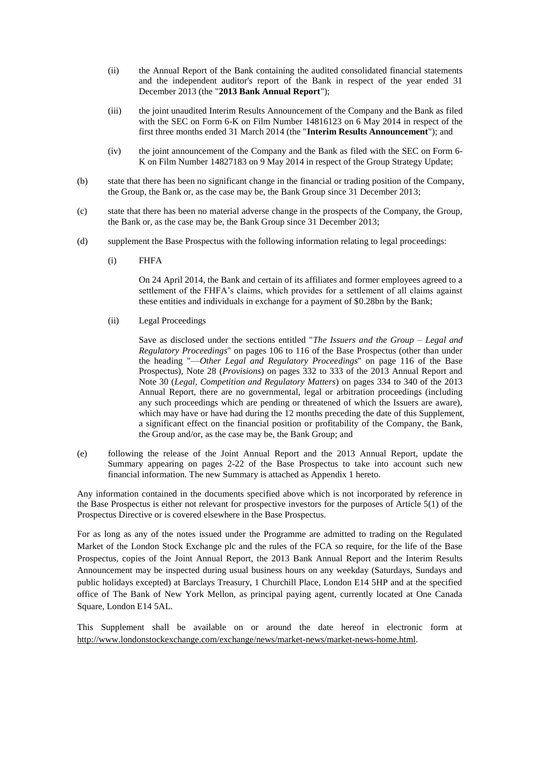(ii) the Annual Report of the Bank containing the audited consolidated financial statements and the independent auditor's report of the Bank in respect of the year ended 31 December 2013 (the "**2013 Bank Annual Report**");

(iii) the joint unaudited Interim Results Announcement of the Company and the Bank as filed with the SEC on Form 6-K on Film Number 14816123 on 6 May 2014 in respect of the first three months ended 31 March 2014 (the "**Interim Results Announcement**"); and

(iv) the joint announcement of the Company and the Bank as filed with the SEC on Form 6-K on Film Number 14827183 on 9 May 2014 in respect of the Group Strategy Update;

(b) state that there has been no significant change in the financial or trading position of the Company, the Group, the Bank or, as the case may be, the Bank Group since 31 December 2013;

(c) state that there has been no material adverse change in the prospects of the Company, the Group, the Bank or, as the case may be, the Bank Group since 31 December 2013;

(d) supplement the Base Prospectus with the following information relating to legal proceedings:

(i) FHFA

On 24 April 2014, the Bank and certain of its affiliates and former employees agreed to a settlement of the FHFA's claims, which provides for a settlement of all claims against these entities and individuals in exchange for a payment of $0.28bn by the Bank;

(ii) Legal Proceedings

Save as disclosed under the sections entitled "*The Issuers and the Group – Legal and Regulatory Proceedings*" on pages 106 to 116 of the Base Prospectus (other than under the heading "—*Other Legal and Regulatory Proceedings*" on page 116 of the Base Prospectus), Note 28 (*Provisions*) on pages 332 to 333 of the 2013 Annual Report and Note 30 (*Legal, Competition and Regulatory Matters*) on pages 334 to 340 of the 2013 Annual Report, there are no governmental, legal or arbitration proceedings (including any such proceedings which are pending or threatened of which the Issuers are aware), which may have or have had during the 12 months preceding the date of this Supplement, a significant effect on the financial position or profitability of the Company, the Bank, the Group and/or, as the case may be, the Bank Group; and

(e) following the release of the Joint Annual Report and the 2013 Annual Report, update the Summary appearing on pages 2-22 of the Base Prospectus to take into account such new financial information. The new Summary is attached as Appendix 1 hereto.

Any information contained in the documents specified above which is not incorporated by reference in the Base Prospectus is either not relevant for prospective investors for the purposes of Article 5(1) of the Prospectus Directive or is covered elsewhere in the Base Prospectus.

For as long as any of the notes issued under the Programme are admitted to trading on the Regulated Market of the London Stock Exchange plc and the rules of the FCA so require, for the life of the Base Prospectus, copies of the Joint Annual Report, the 2013 Bank Annual Report and the Interim Results Announcement may be inspected during usual business hours on any weekday (Saturdays, Sundays and public holidays excepted) at Barclays Treasury, 1 Churchill Place, London E14 5HP and at the specified office of The Bank of New York Mellon, as principal paying agent, currently located at One Canada Square, London E14 5AL.

This Supplement shall be available on or around the date hereof in electronic form at http://www.londonstockexchange.com/exchange/news/market-news/market-news-home.html.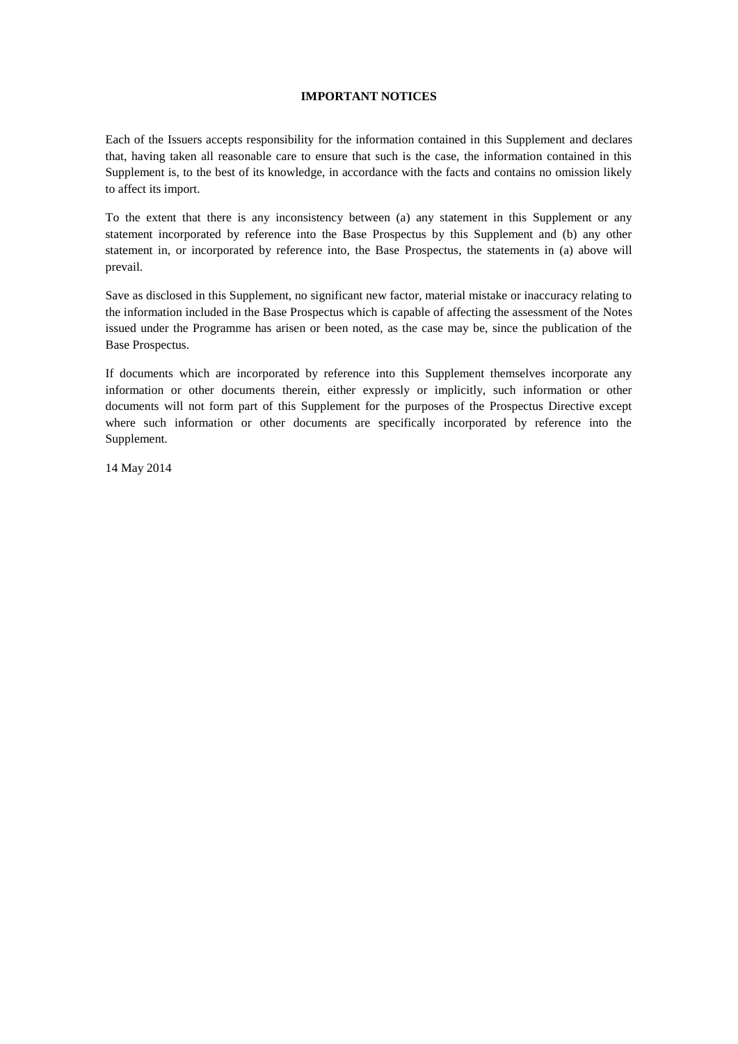## IMPORTANT NOTICES

Each of the Issuers accepts responsibility for the information contained in this Supplement and declares that, having taken all reasonable care to ensure that such is the case, the information contained in this Supplement is, to the best of its knowledge, in accordance with the facts and contains no omission likely to affect its import.

To the extent that there is any inconsistency between (a) any statement in this Supplement or any statement incorporated by reference into the Base Prospectus by this Supplement and (b) any other statement in, or incorporated by reference into, the Base Prospectus, the statements in (a) above will prevail.

Save as disclosed in this Supplement, no significant new factor, material mistake or inaccuracy relating to the information included in the Base Prospectus which is capable of affecting the assessment of the Notes issued under the Programme has arisen or been noted, as the case may be, since the publication of the Base Prospectus.

If documents which are incorporated by reference into this Supplement themselves incorporate any information or other documents therein, either expressly or implicitly, such information or other documents will not form part of this Supplement for the purposes of the Prospectus Directive except where such information or other documents are specifically incorporated by reference into the Supplement.

14 May 2014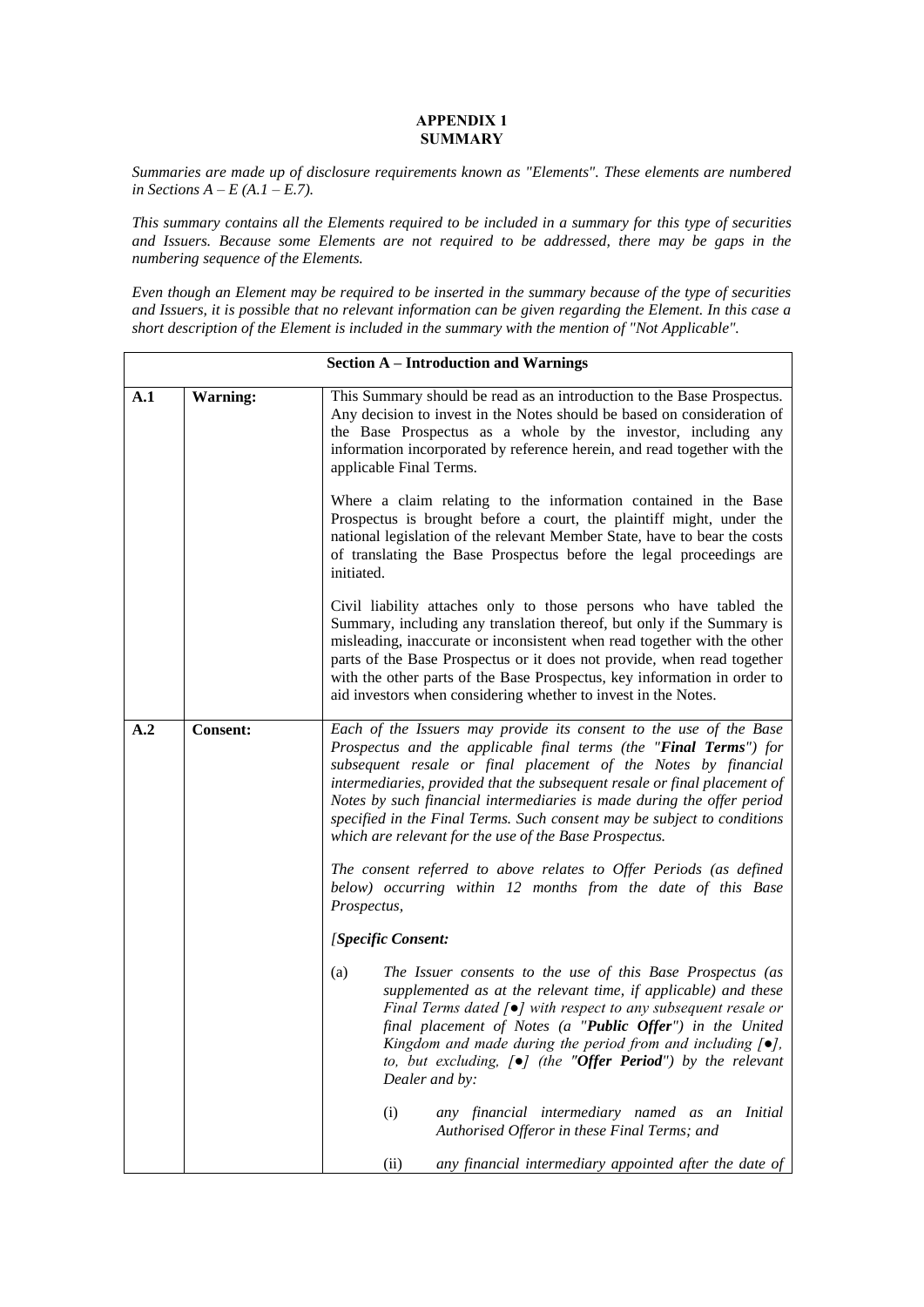**APPENDIX 1**
**SUMMARY**

*Summaries are made up of disclosure requirements known as "Elements". These elements are numbered in Sections A – E (A.1 – E.7).*

*This summary contains all the Elements required to be included in a summary for this type of securities and Issuers. Because some Elements are not required to be addressed, there may be gaps in the numbering sequence of the Elements.*

*Even though an Element may be required to be inserted in the summary because of the type of securities and Issuers, it is possible that no relevant information can be given regarding the Element. In this case a short description of the Element is included in the summary with the mention of "Not Applicable".*

| **Section A – Introduction and Warnings** | | |
|---|---|---|
| **A.1** | **Warning:** | This Summary should be read as an introduction to the Base Prospectus. Any decision to invest in the Notes should be based on consideration of the Base Prospectus as a whole by the investor, including any information incorporated by reference herein, and read together with the applicable Final Terms.<br><br>Where a claim relating to the information contained in the Base Prospectus is brought before a court, the plaintiff might, under the national legislation of the relevant Member State, have to bear the costs of translating the Base Prospectus before the legal proceedings are initiated.<br><br>Civil liability attaches only to those persons who have tabled the Summary, including any translation thereof, but only if the Summary is misleading, inaccurate or inconsistent when read together with the other parts of the Base Prospectus or it does not provide, when read together with the other parts of the Base Prospectus, key information in order to aid investors when considering whether to invest in the Notes. |
| **A.2** | **Consent:** | *Each of the Issuers may provide its consent to the use of the Base Prospectus and the applicable final terms (the "**Final Terms**") for subsequent resale or final placement of the Notes by financial intermediaries, provided that the subsequent resale or final placement of Notes by such financial intermediaries is made during the offer period specified in the Final Terms. Such consent may be subject to conditions which are relevant for the use of the Base Prospectus.*<br><br>*The consent referred to above relates to Offer Periods (as defined below) occurring within 12 months from the date of this Base Prospectus,*<br><br>*[**Specific Consent:***<br><br>(a) *The Issuer consents to the use of this Base Prospectus (as supplemented as at the relevant time, if applicable) and these Final Terms dated [●] with respect to any subsequent resale or final placement of Notes (a "**Public Offer**") in the United Kingdom and made during the period from and including [●], to, but excluding, [●] (the "**Offer Period**") by the relevant Dealer and by:*<br><br>(i) *any financial intermediary named as an Initial Authorised Offeror in these Final Terms; and*<br><br>(ii) *any financial intermediary appointed after the date of* |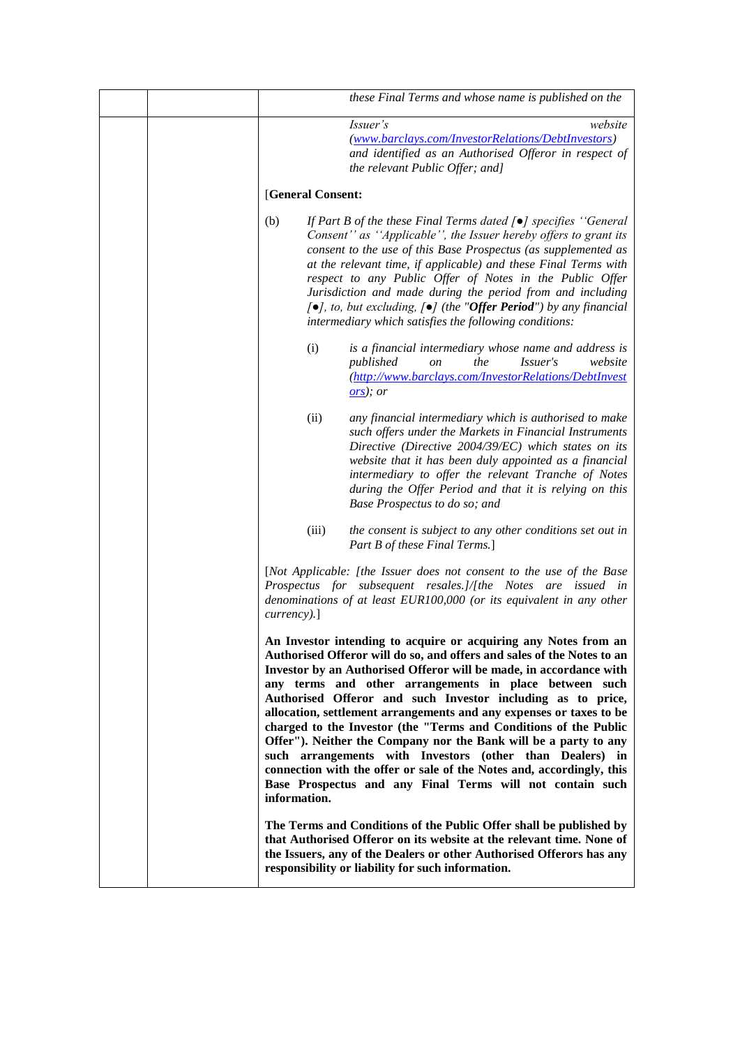| | | *these Final Terms and whose name is published on the* |
|---|---|---|
| | | *Issuer's website ([www.barclays.com/InvestorRelations/DebtInvestors](www.barclays.com/InvestorRelations/DebtInvestors)) and identified as an Authorised Offeror in respect of the relevant Public Offer; and]*<br><br>[**General Consent:**<br><br>(b) *If Part B of the these Final Terms dated [●] specifies ''General Consent'' as ''Applicable'', the Issuer hereby offers to grant its consent to the use of this Base Prospectus (as supplemented as at the relevant time, if applicable) and these Final Terms with respect to any Public Offer of Notes in the Public Offer Jurisdiction and made during the period from and including [●], to, but excluding, [●] (the "**Offer Period**") by any financial intermediary which satisfies the following conditions:*<br><br>(i) *is a financial intermediary whose name and address is published on the Issuer's website ([http://www.barclays.com/InvestorRelations/DebtInvestors](http://www.barclays.com/InvestorRelations/DebtInvestors)); or*<br><br>(ii) *any financial intermediary which is authorised to make such offers under the Markets in Financial Instruments Directive (Directive 2004/39/EC) which states on its website that it has been duly appointed as a financial intermediary to offer the relevant Tranche of Notes during the Offer Period and that it is relying on this Base Prospectus to do so; and*<br><br>(iii) *the consent is subject to any other conditions set out in Part B of these Final Terms.*]<br><br>[*Not Applicable: [the Issuer does not consent to the use of the Base Prospectus for subsequent resales.]/[the Notes are issued in denominations of at least EUR100,000 (or its equivalent in any other currency).*]<br><br>**An Investor intending to acquire or acquiring any Notes from an Authorised Offeror will do so, and offers and sales of the Notes to an Investor by an Authorised Offeror will be made, in accordance with any terms and other arrangements in place between such Authorised Offeror and such Investor including as to price, allocation, settlement arrangements and any expenses or taxes to be charged to the Investor (the "Terms and Conditions of the Public Offer"). Neither the Company nor the Bank will be a party to any such arrangements with Investors (other than Dealers) in connection with the offer or sale of the Notes and, accordingly, this Base Prospectus and any Final Terms will not contain such information.**<br><br>**The Terms and Conditions of the Public Offer shall be published by that Authorised Offeror on its website at the relevant time. None of the Issuers, any of the Dealers or other Authorised Offerors has any responsibility or liability for such information.** |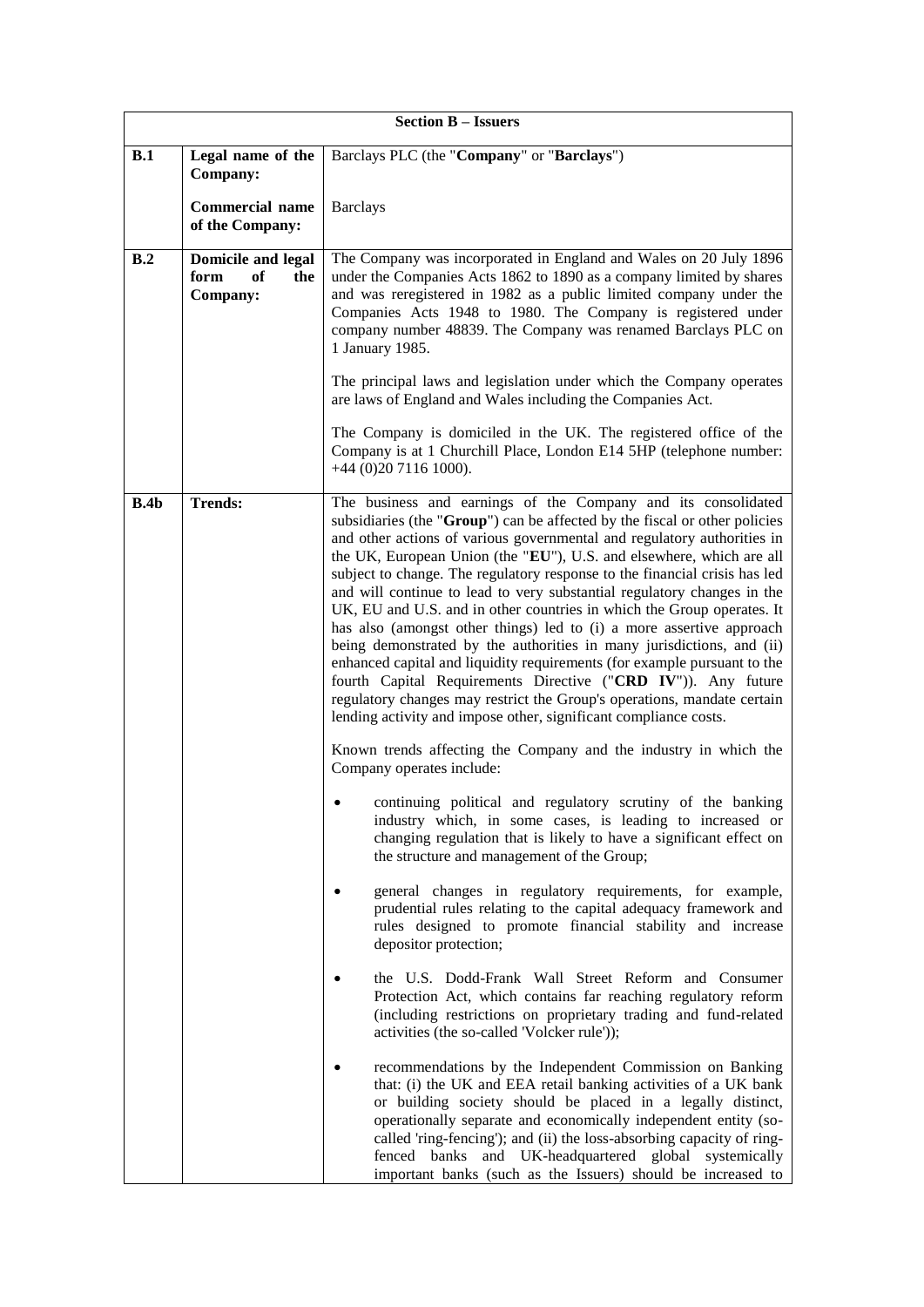| Section B – Issuers | | |
|---|---|---|
| **B.1** | **Legal name of the Company:** | Barclays PLC (the "**Company**" or "**Barclays**") |
| | **Commercial name of the Company:** | Barclays |
| **B.2** | **Domicile and legal form of the Company:** | The Company was incorporated in England and Wales on 20 July 1896 under the Companies Acts 1862 to 1890 as a company limited by shares and was reregistered in 1982 as a public limited company under the Companies Acts 1948 to 1980. The Company is registered under company number 48839. The Company was renamed Barclays PLC on 1 January 1985.<br><br>The principal laws and legislation under which the Company operates are laws of England and Wales including the Companies Act.<br><br>The Company is domiciled in the UK. The registered office of the Company is at 1 Churchill Place, London E14 5HP (telephone number: +44 (0)20 7116 1000). |
| **B.4b** | **Trends:** | The business and earnings of the Company and its consolidated subsidiaries (the "**Group**") can be affected by the fiscal or other policies and other actions of various governmental and regulatory authorities in the UK, European Union (the "**EU**"), U.S. and elsewhere, which are all subject to change. The regulatory response to the financial crisis has led and will continue to lead to very substantial regulatory changes in the UK, EU and U.S. and in other countries in which the Group operates. It has also (amongst other things) led to (i) a more assertive approach being demonstrated by the authorities in many jurisdictions, and (ii) enhanced capital and liquidity requirements (for example pursuant to the fourth Capital Requirements Directive ("**CRD IV**")). Any future regulatory changes may restrict the Group's operations, mandate certain lending activity and impose other, significant compliance costs.<br><br>Known trends affecting the Company and the industry in which the Company operates include:<br><br>• continuing political and regulatory scrutiny of the banking industry which, in some cases, is leading to increased or changing regulation that is likely to have a significant effect on the structure and management of the Group;<br><br>• general changes in regulatory requirements, for example, prudential rules relating to the capital adequacy framework and rules designed to promote financial stability and increase depositor protection;<br><br>• the U.S. Dodd-Frank Wall Street Reform and Consumer Protection Act, which contains far reaching regulatory reform (including restrictions on proprietary trading and fund-related activities (the so-called 'Volcker rule'));<br><br>• recommendations by the Independent Commission on Banking that: (i) the UK and EEA retail banking activities of a UK bank or building society should be placed in a legally distinct, operationally separate and economically independent entity (so-called 'ring-fencing'); and (ii) the loss-absorbing capacity of ring-fenced banks and UK-headquartered global systemically important banks (such as the Issuers) should be increased to |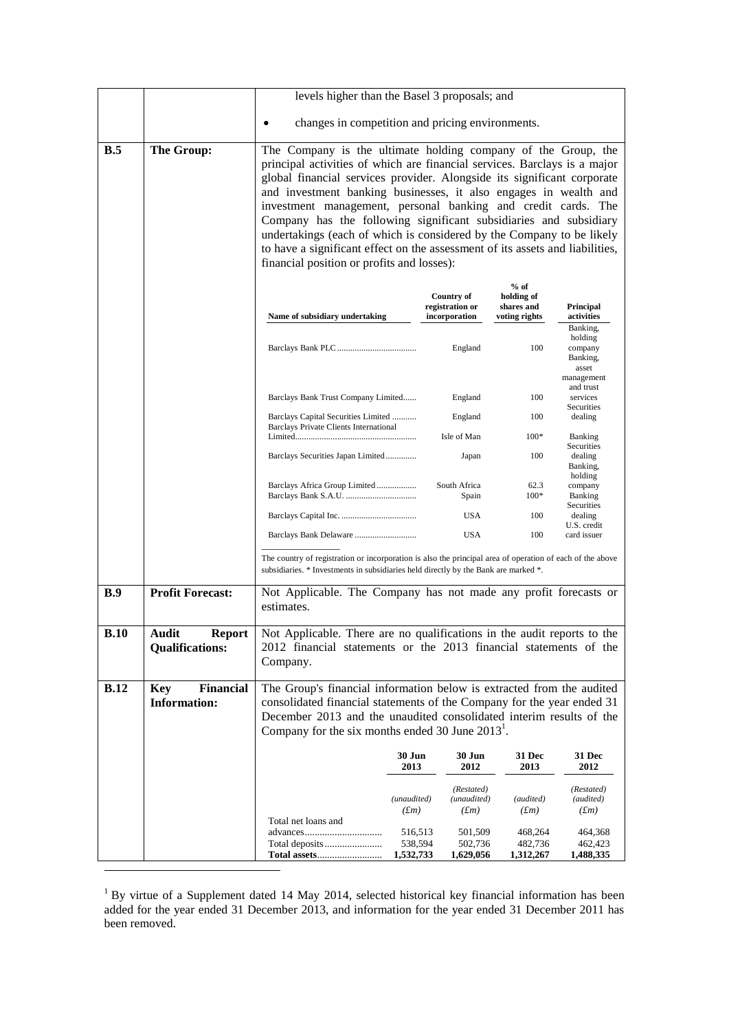| | | levels higher than the Basel 3 proposals; and<br>• changes in competition and pricing environments. |
|---|---|---|
| **B.5** | **The Group:** | The Company is the ultimate holding company of the Group, the principal activities of which are financial services. Barclays is a major global financial services provider. Alongside its significant corporate and investment banking businesses, it also engages in wealth and investment management, personal banking and credit cards. The Company has the following significant subsidiaries and subsidiary undertakings (each of which is considered by the Company to be likely to have a significant effect on the assessment of its assets and liabilities, financial position or profits and losses): |

| Name of subsidiary undertaking | Country of registration or incorporation | % of holding of shares and voting rights | Principal activities |
|---|---|---|---|
| Barclays Bank PLC | England | 100 | Banking, holding company |
| Barclays Bank Trust Company Limited | England | 100 | Banking, asset management and trust services |
| Barclays Capital Securities Limited | England | 100 | Securities dealing |
| Barclays Private Clients International Limited | Isle of Man | 100* | Banking |
| Barclays Securities Japan Limited | Japan | 100 | Securities dealing |
| Barclays Africa Group Limited | South Africa | 62.3 | Banking, holding company |
| Barclays Bank S.A.U. | Spain | 100* | Banking |
| Barclays Capital Inc. | USA | 100 | Securities dealing |
| Barclays Bank Delaware | USA | 100 | U.S. credit card issuer |

The country of registration or incorporation is also the principal area of operation of each of the above subsidiaries. * Investments in subsidiaries held directly by the Bank are marked *.

| | | |
|---|---|---|
| **B.9** | **Profit Forecast:** | Not Applicable. The Company has not made any profit forecasts or estimates. |
| **B.10** | **Audit Report Qualifications:** | Not Applicable. There are no qualifications in the audit reports to the 2012 financial statements or the 2013 financial statements of the Company. |
| **B.12** | **Key Financial Information:** | The Group's financial information below is extracted from the audited consolidated financial statements of the Company for the year ended 31 December 2013 and the unaudited consolidated interim results of the Company for the six months ended 30 June 2013[1]. |

| | 30 Jun 2013 | 30 Jun 2012 | 31 Dec 2013 | 31 Dec 2012 |
|---|---|---|---|---|
| | *(unaudited)* *(£m)* | *(Restated)* *(unaudited)* *(£m)* | *(audited)* *(£m)* | *(Restated)* *(audited)* *(£m)* |
| Total net loans and advances | 516,513 | 501,509 | 468,264 | 464,368 |
| Total deposits | 538,594 | 502,736 | 482,736 | 462,423 |
| **Total assets** | **1,532,733** | **1,629,056** | **1,312,267** | **1,488,335** |

[1] By virtue of a Supplement dated 14 May 2014, selected historical key financial information has been added for the year ended 31 December 2013, and information for the year ended 31 December 2011 has been removed.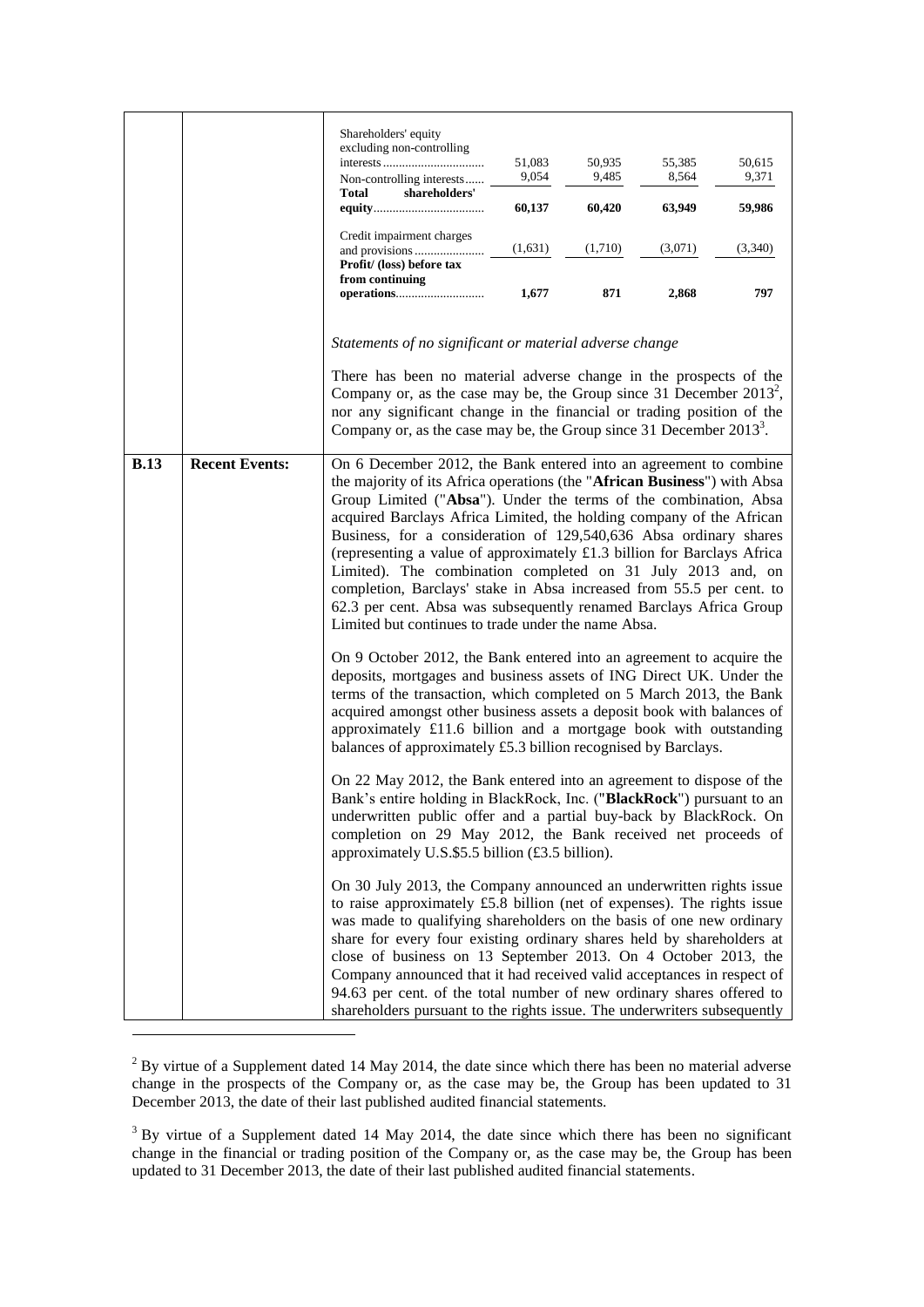| | | |
|---|---|---|
| | | Shareholders' equity excluding non-controlling interests ... 51,083 \| 50,935 \| 55,385 \| 50,615<br>Non-controlling interests ... 9,054 \| 9,485 \| 8,564 \| 9,371<br>**Total shareholders' equity** ... **60,137** \| **60,420** \| **63,949** \| **59,986**<br>Credit impairment charges and provisions ... (1,631) \| (1,710) \| (3,071) \| (3,340)<br>**Profit/ (loss) before tax from continuing operations** ... **1,677** \| **871** \| **2,868** \| **797**<br><br>*Statements of no significant or material adverse change*<br><br>There has been no material adverse change in the prospects of the Company or, as the case may be, the Group since 31 December 2013[2], nor any significant change in the financial or trading position of the Company or, as the case may be, the Group since 31 December 2013[3]. |
| **B.13** | **Recent Events:** | On 6 December 2012, the Bank entered into an agreement to combine the majority of its Africa operations (the "**African Business**") with Absa Group Limited ("**Absa**"). Under the terms of the combination, Absa acquired Barclays Africa Limited, the holding company of the African Business, for a consideration of 129,540,636 Absa ordinary shares (representing a value of approximately £1.3 billion for Barclays Africa Limited). The combination completed on 31 July 2013 and, on completion, Barclays' stake in Absa increased from 55.5 per cent. to 62.3 per cent. Absa was subsequently renamed Barclays Africa Group Limited but continues to trade under the name Absa.<br><br>On 9 October 2012, the Bank entered into an agreement to acquire the deposits, mortgages and business assets of ING Direct UK. Under the terms of the transaction, which completed on 5 March 2013, the Bank acquired amongst other business assets a deposit book with balances of approximately £11.6 billion and a mortgage book with outstanding balances of approximately £5.3 billion recognised by Barclays.<br><br>On 22 May 2012, the Bank entered into an agreement to dispose of the Bank's entire holding in BlackRock, Inc. ("**BlackRock**") pursuant to an underwritten public offer and a partial buy-back by BlackRock. On completion on 29 May 2012, the Bank received net proceeds of approximately U.S.$5.5 billion (£3.5 billion).<br><br>On 30 July 2013, the Company announced an underwritten rights issue to raise approximately £5.8 billion (net of expenses). The rights issue was made to qualifying shareholders on the basis of one new ordinary share for every four existing ordinary shares held by shareholders at close of business on 13 September 2013. On 4 October 2013, the Company announced that it had received valid acceptances in respect of 94.63 per cent. of the total number of new ordinary shares offered to shareholders pursuant to the rights issue. The underwriters subsequently |

[2] By virtue of a Supplement dated 14 May 2014, the date since which there has been no material adverse change in the prospects of the Company or, as the case may be, the Group has been updated to 31 December 2013, the date of their last published audited financial statements.

[3] By virtue of a Supplement dated 14 May 2014, the date since which there has been no significant change in the financial or trading position of the Company or, as the case may be, the Group has been updated to 31 December 2013, the date of their last published audited financial statements.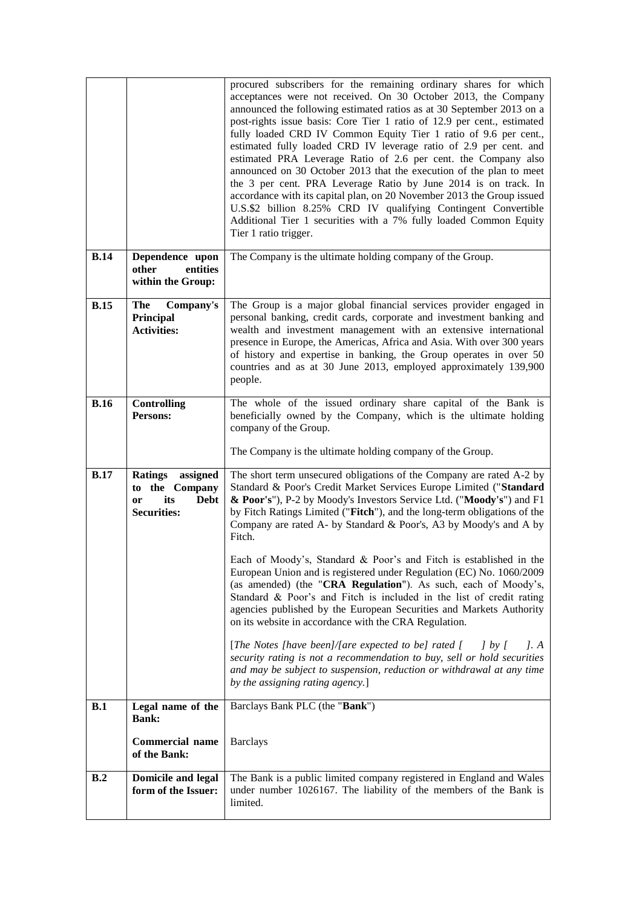| | | |
|---|---|---|
| | | procured subscribers for the remaining ordinary shares for which acceptances were not received. On 30 October 2013, the Company announced the following estimated ratios as at 30 September 2013 on a post-rights issue basis: Core Tier 1 ratio of 12.9 per cent., estimated fully loaded CRD IV Common Equity Tier 1 ratio of 9.6 per cent., estimated fully loaded CRD IV leverage ratio of 2.9 per cent. and estimated PRA Leverage Ratio of 2.6 per cent. the Company also announced on 30 October 2013 that the execution of the plan to meet the 3 per cent. PRA Leverage Ratio by June 2014 is on track. In accordance with its capital plan, on 20 November 2013 the Group issued U.S.$2 billion 8.25% CRD IV qualifying Contingent Convertible Additional Tier 1 securities with a 7% fully loaded Common Equity Tier 1 ratio trigger. |
| **B.14** | **Dependence upon other entities within the Group:** | The Company is the ultimate holding company of the Group. |
| **B.15** | **The Company's Principal Activities:** | The Group is a major global financial services provider engaged in personal banking, credit cards, corporate and investment banking and wealth and investment management with an extensive international presence in Europe, the Americas, Africa and Asia. With over 300 years of history and expertise in banking, the Group operates in over 50 countries and as at 30 June 2013, employed approximately 139,900 people. |
| **B.16** | **Controlling Persons:** | The whole of the issued ordinary share capital of the Bank is beneficially owned by the Company, which is the ultimate holding company of the Group.<br><br>The Company is the ultimate holding company of the Group. |
| **B.17** | **Ratings assigned to the Company or its Debt Securities:** | The short term unsecured obligations of the Company are rated A-2 by Standard & Poor's Credit Market Services Europe Limited ("**Standard & Poor's**"), P-2 by Moody's Investors Service Ltd. ("**Moody's**") and F1 by Fitch Ratings Limited ("**Fitch**"), and the long-term obligations of the Company are rated A- by Standard & Poor's, A3 by Moody's and A by Fitch.<br><br>Each of Moody's, Standard & Poor's and Fitch is established in the European Union and is registered under Regulation (EC) No. 1060/2009 (as amended) (the "**CRA Regulation**"). As such, each of Moody's, Standard & Poor's and Fitch is included in the list of credit rating agencies published by the European Securities and Markets Authority on its website in accordance with the CRA Regulation.<br><br>[*The Notes [have been]/[are expected to be] rated [ ] by [ ]. A security rating is not a recommendation to buy, sell or hold securities and may be subject to suspension, reduction or withdrawal at any time by the assigning rating agency.*] |
| **B.1** | **Legal name of the Bank:**<br><br>**Commercial name of the Bank:** | Barclays Bank PLC (the "**Bank**")<br><br>Barclays |
| **B.2** | **Domicile and legal form of the Issuer:** | The Bank is a public limited company registered in England and Wales under number 1026167. The liability of the members of the Bank is limited. |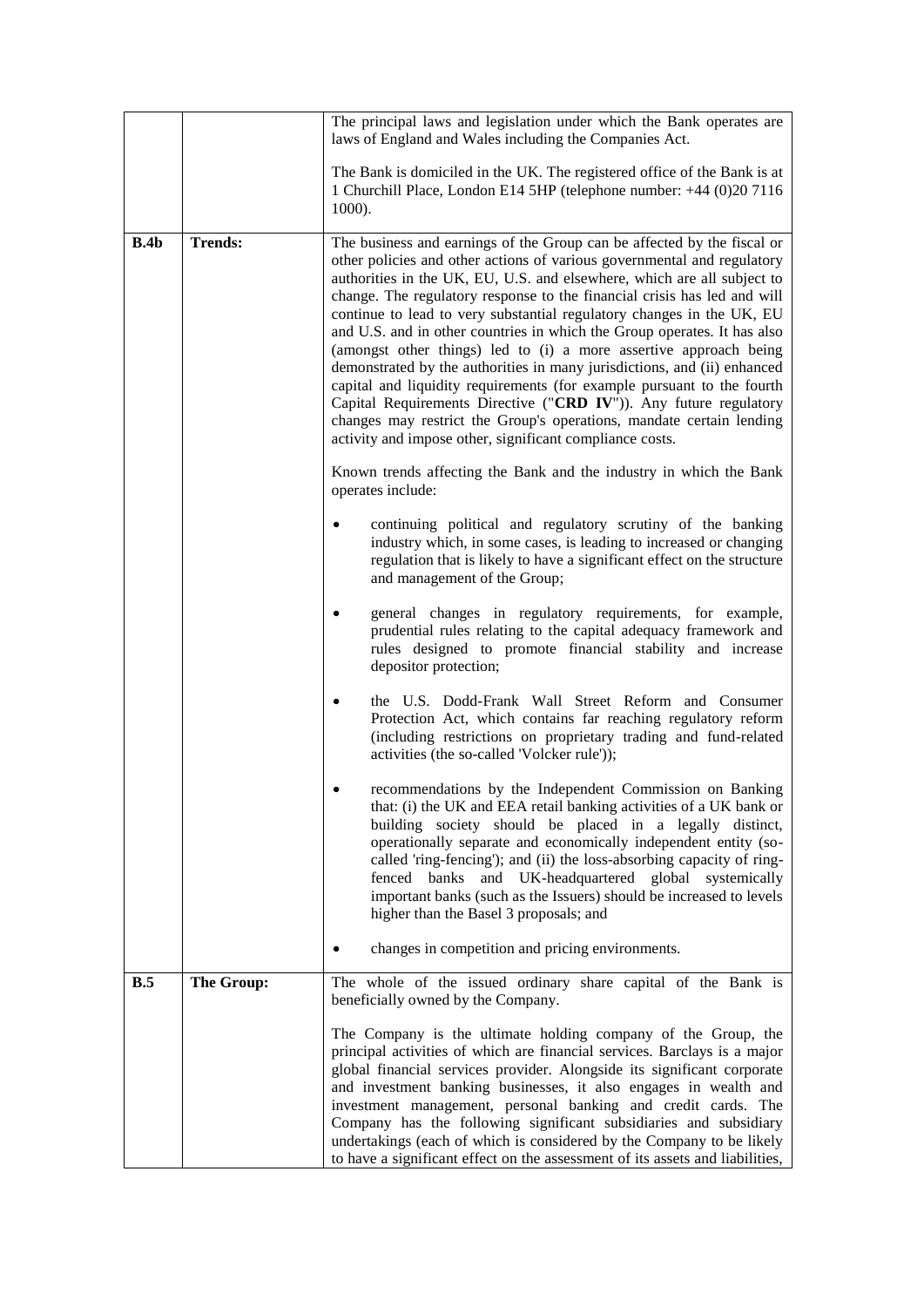| | | |
|---|---|---|
| | | The principal laws and legislation under which the Bank operates are laws of England and Wales including the Companies Act.<br><br>The Bank is domiciled in the UK. The registered office of the Bank is at 1 Churchill Place, London E14 5HP (telephone number: +44 (0)20 7116 1000). |
| **B.4b** | **Trends:** | The business and earnings of the Group can be affected by the fiscal or other policies and other actions of various governmental and regulatory authorities in the UK, EU, U.S. and elsewhere, which are all subject to change. The regulatory response to the financial crisis has led and will continue to lead to very substantial regulatory changes in the UK, EU and U.S. and in other countries in which the Group operates. It has also (amongst other things) led to (i) a more assertive approach being demonstrated by the authorities in many jurisdictions, and (ii) enhanced capital and liquidity requirements (for example pursuant to the fourth Capital Requirements Directive ("**CRD IV**")). Any future regulatory changes may restrict the Group's operations, mandate certain lending activity and impose other, significant compliance costs.<br><br>Known trends affecting the Bank and the industry in which the Bank operates include:<br><br>• continuing political and regulatory scrutiny of the banking industry which, in some cases, is leading to increased or changing regulation that is likely to have a significant effect on the structure and management of the Group;<br><br>• general changes in regulatory requirements, for example, prudential rules relating to the capital adequacy framework and rules designed to promote financial stability and increase depositor protection;<br><br>• the U.S. Dodd-Frank Wall Street Reform and Consumer Protection Act, which contains far reaching regulatory reform (including restrictions on proprietary trading and fund-related activities (the so-called 'Volcker rule'));<br><br>• recommendations by the Independent Commission on Banking that: (i) the UK and EEA retail banking activities of a UK bank or building society should be placed in a legally distinct, operationally separate and economically independent entity (so-called 'ring-fencing'); and (ii) the loss-absorbing capacity of ring-fenced banks and UK-headquartered global systemically important banks (such as the Issuers) should be increased to levels higher than the Basel 3 proposals; and<br><br>• changes in competition and pricing environments. |
| **B.5** | **The Group:** | The whole of the issued ordinary share capital of the Bank is beneficially owned by the Company.<br><br>The Company is the ultimate holding company of the Group, the principal activities of which are financial services. Barclays is a major global financial services provider. Alongside its significant corporate and investment banking businesses, it also engages in wealth and investment management, personal banking and credit cards. The Company has the following significant subsidiaries and subsidiary undertakings (each of which is considered by the Company to be likely to have a significant effect on the assessment of its assets and liabilities, |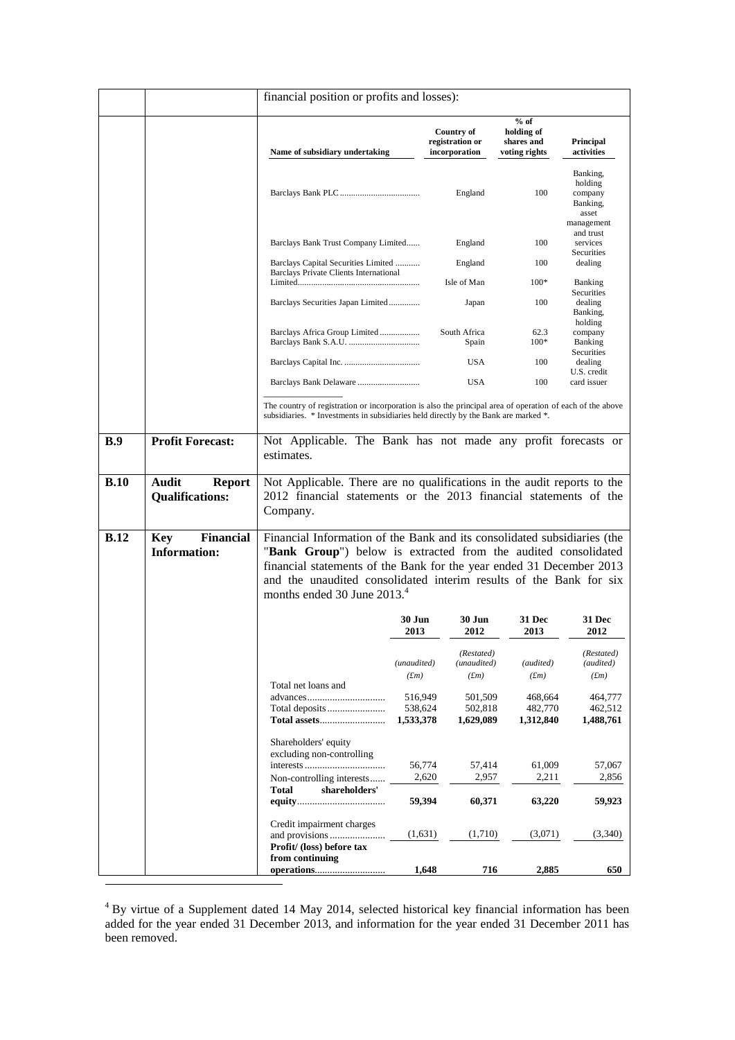| | | financial position or profits and losses): |
|---|---|---|

| Name of subsidiary undertaking | Country of registration or incorporation | % of holding of shares and voting rights | Principal activities |
|---|---|---|---|
| Barclays Bank PLC | England | 100 | Banking, holding company |
| Barclays Bank Trust Company Limited | England | 100 | Banking, asset management and trust services |
| Barclays Capital Securities Limited | England | 100 | Securities dealing |
| Barclays Private Clients International Limited | Isle of Man | 100* | Banking |
| Barclays Securities Japan Limited | Japan | 100 | Securities dealing |
| Barclays Africa Group Limited | South Africa | 62.3 | Banking, holding company |
| Barclays Bank S.A.U. | Spain | 100* | Banking |
| Barclays Capital Inc. | USA | 100 | Securities dealing |
| Barclays Bank Delaware | USA | 100 | U.S. credit card issuer |

The country of registration or incorporation is also the principal area of operation of each of the above subsidiaries. * Investments in subsidiaries held directly by the Bank are marked *.

| | | |
|---|---|---|
| **B.9** | **Profit Forecast:** | Not Applicable. The Bank has not made any profit forecasts or estimates. |
| **B.10** | **Audit Report Qualifications:** | Not Applicable. There are no qualifications in the audit reports to the 2012 financial statements or the 2013 financial statements of the Company. |
| **B.12** | **Key Financial Information:** | Financial Information of the Bank and its consolidated subsidiaries (the "**Bank Group**") below is extracted from the audited consolidated financial statements of the Bank for the year ended 31 December 2013 and the unaudited consolidated interim results of the Bank for six months ended 30 June 2013.[4] |

| | 30 Jun 2013 | 30 Jun 2012 | 31 Dec 2013 | 31 Dec 2012 |
|---|---|---|---|---|
| | *(unaudited)* | *(Restated) (unaudited)* | *(audited)* | *(Restated) (audited)* |
| | *(£m)* | *(£m)* | *(£m)* | *(£m)* |
| Total net loans and advances | 516,949 | 501,509 | 468,664 | 464,777 |
| Total deposits | 538,624 | 502,818 | 482,770 | 462,512 |
| **Total assets** | **1,533,378** | **1,629,089** | **1,312,840** | **1,488,761** |
| Shareholders' equity excluding non-controlling interests | 56,774 | 57,414 | 61,009 | 57,067 |
| Non-controlling interests | 2,620 | 2,957 | 2,211 | 2,856 |
| **Total shareholders' equity** | **59,394** | **60,371** | **63,220** | **59,923** |
| Credit impairment charges and provisions | (1,631) | (1,710) | (3,071) | (3,340) |
| **Profit/ (loss) before tax from continuing operations** | **1,648** | **716** | **2,885** | **650** |

[4] By virtue of a Supplement dated 14 May 2014, selected historical key financial information has been added for the year ended 31 December 2013, and information for the year ended 31 December 2011 has been removed.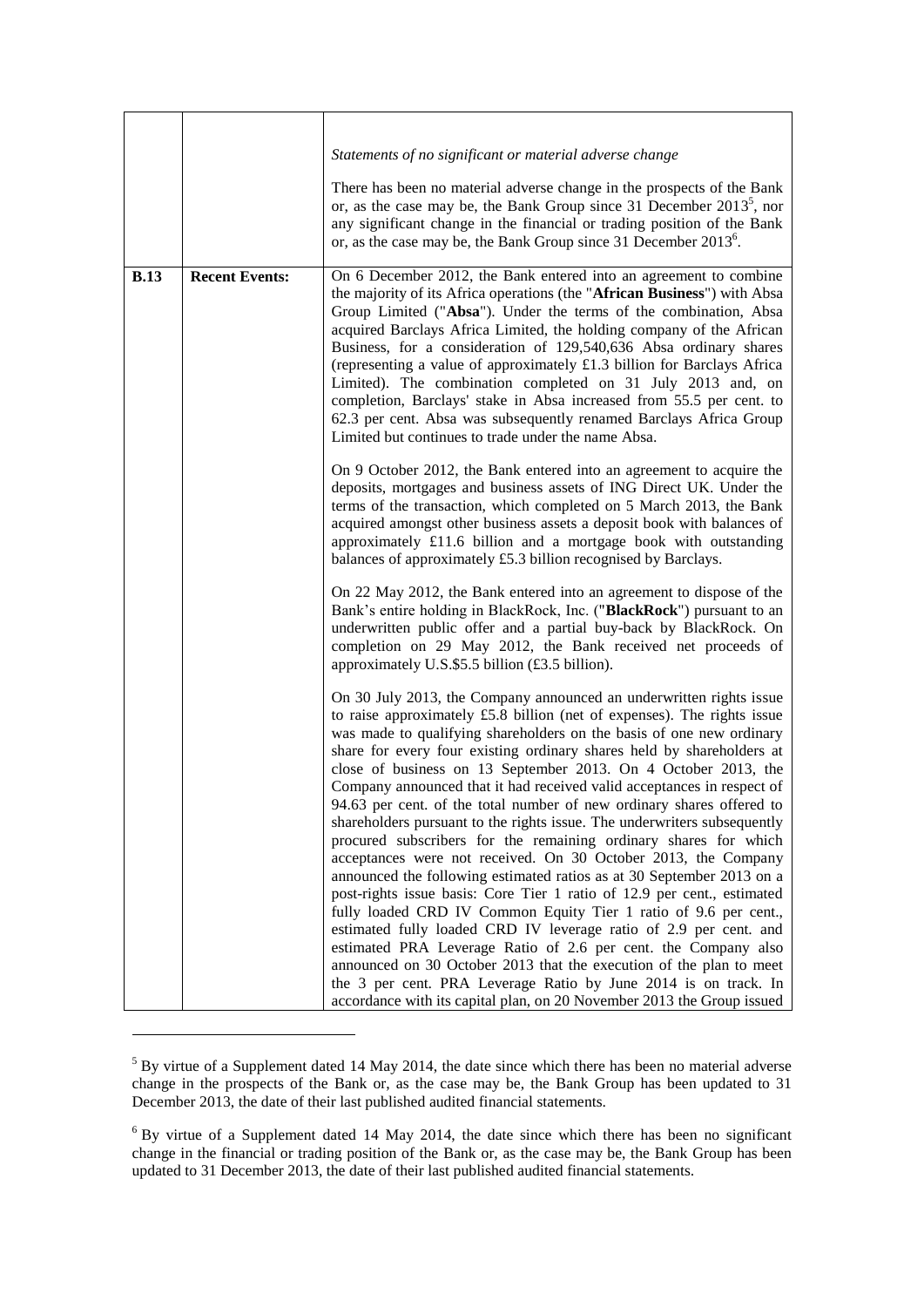| | | |
|---|---|---|
| | | *Statements of no significant or material adverse change*<br><br>There has been no material adverse change in the prospects of the Bank or, as the case may be, the Bank Group since 31 December 2013[5], nor any significant change in the financial or trading position of the Bank or, as the case may be, the Bank Group since 31 December 2013[6]. |
| **B.13** | **Recent Events:** | On 6 December 2012, the Bank entered into an agreement to combine the majority of its Africa operations (the "**African Business**") with Absa Group Limited ("**Absa**"). Under the terms of the combination, Absa acquired Barclays Africa Limited, the holding company of the African Business, for a consideration of 129,540,636 Absa ordinary shares (representing a value of approximately £1.3 billion for Barclays Africa Limited). The combination completed on 31 July 2013 and, on completion, Barclays' stake in Absa increased from 55.5 per cent. to 62.3 per cent. Absa was subsequently renamed Barclays Africa Group Limited but continues to trade under the name Absa.<br><br>On 9 October 2012, the Bank entered into an agreement to acquire the deposits, mortgages and business assets of ING Direct UK. Under the terms of the transaction, which completed on 5 March 2013, the Bank acquired amongst other business assets a deposit book with balances of approximately £11.6 billion and a mortgage book with outstanding balances of approximately £5.3 billion recognised by Barclays.<br><br>On 22 May 2012, the Bank entered into an agreement to dispose of the Bank's entire holding in BlackRock, Inc. ("**BlackRock**") pursuant to an underwritten public offer and a partial buy-back by BlackRock. On completion on 29 May 2012, the Bank received net proceeds of approximately U.S.$5.5 billion (£3.5 billion).<br><br>On 30 July 2013, the Company announced an underwritten rights issue to raise approximately £5.8 billion (net of expenses). The rights issue was made to qualifying shareholders on the basis of one new ordinary share for every four existing ordinary shares held by shareholders at close of business on 13 September 2013. On 4 October 2013, the Company announced that it had received valid acceptances in respect of 94.63 per cent. of the total number of new ordinary shares offered to shareholders pursuant to the rights issue. The underwriters subsequently procured subscribers for the remaining ordinary shares for which acceptances were not received. On 30 October 2013, the Company announced the following estimated ratios as at 30 September 2013 on a post-rights issue basis: Core Tier 1 ratio of 12.9 per cent., estimated fully loaded CRD IV Common Equity Tier 1 ratio of 9.6 per cent., estimated fully loaded CRD IV leverage ratio of 2.9 per cent. and estimated PRA Leverage Ratio of 2.6 per cent. the Company also announced on 30 October 2013 that the execution of the plan to meet the 3 per cent. PRA Leverage Ratio by June 2014 is on track. In accordance with its capital plan, on 20 November 2013 the Group issued |

[5] By virtue of a Supplement dated 14 May 2014, the date since which there has been no material adverse change in the prospects of the Bank or, as the case may be, the Bank Group has been updated to 31 December 2013, the date of their last published audited financial statements.

[6] By virtue of a Supplement dated 14 May 2014, the date since which there has been no significant change in the financial or trading position of the Bank or, as the case may be, the Bank Group has been updated to 31 December 2013, the date of their last published audited financial statements.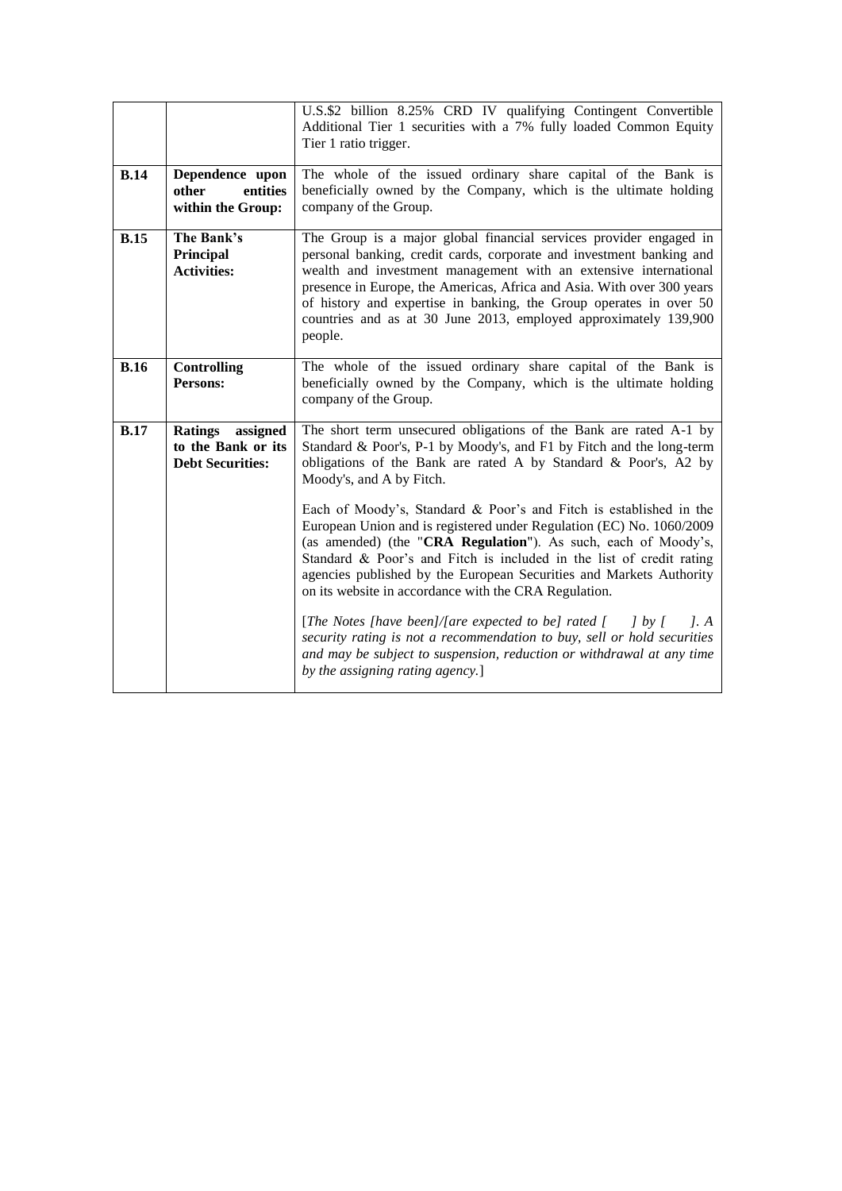| | | |
|---|---|---|
| | | U.S.$2 billion 8.25% CRD IV qualifying Contingent Convertible Additional Tier 1 securities with a 7% fully loaded Common Equity Tier 1 ratio trigger. |
| **B.14** | **Dependence upon other entities within the Group:** | The whole of the issued ordinary share capital of the Bank is beneficially owned by the Company, which is the ultimate holding company of the Group. |
| **B.15** | **The Bank's Principal Activities:** | The Group is a major global financial services provider engaged in personal banking, credit cards, corporate and investment banking and wealth and investment management with an extensive international presence in Europe, the Americas, Africa and Asia. With over 300 years of history and expertise in banking, the Group operates in over 50 countries and as at 30 June 2013, employed approximately 139,900 people. |
| **B.16** | **Controlling Persons:** | The whole of the issued ordinary share capital of the Bank is beneficially owned by the Company, which is the ultimate holding company of the Group. |
| **B.17** | **Ratings assigned to the Bank or its Debt Securities:** | The short term unsecured obligations of the Bank are rated A-1 by Standard & Poor's, P-1 by Moody's, and F1 by Fitch and the long-term obligations of the Bank are rated A by Standard & Poor's, A2 by Moody's, and A by Fitch.<br><br>Each of Moody's, Standard & Poor's and Fitch is established in the European Union and is registered under Regulation (EC) No. 1060/2009 (as amended) (the "**CRA Regulation**"). As such, each of Moody's, Standard & Poor's and Fitch is included in the list of credit rating agencies published by the European Securities and Markets Authority on its website in accordance with the CRA Regulation.<br><br>[*The Notes [have been]/[are expected to be] rated [ ] by [ ]. A security rating is not a recommendation to buy, sell or hold securities and may be subject to suspension, reduction or withdrawal at any time by the assigning rating agency.*] |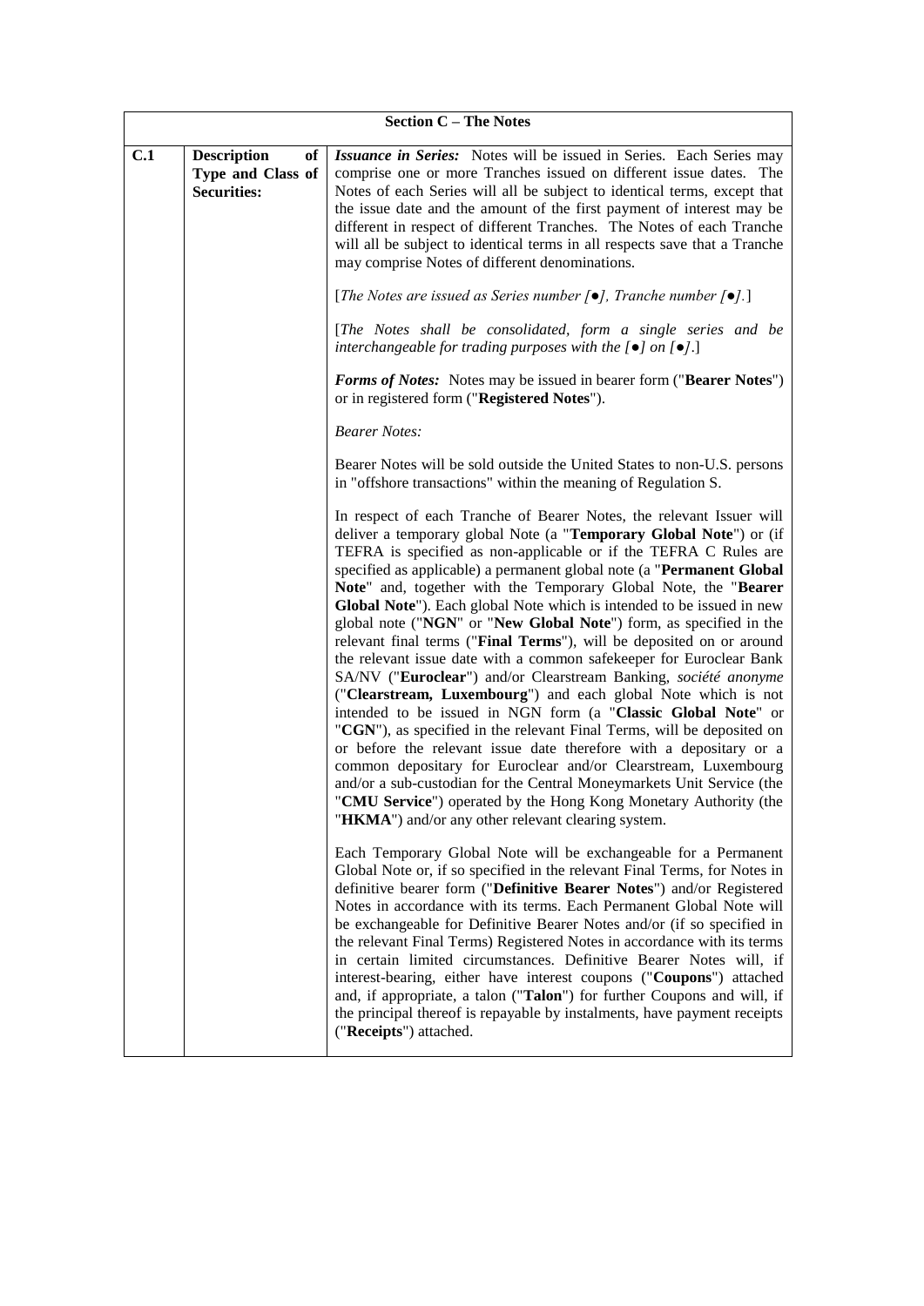| Section C – The Notes | | |
|---|---|---|
| C.1 | **Description of Type and Class of Securities:** | ***Issuance in Series:*** Notes will be issued in Series. Each Series may comprise one or more Tranches issued on different issue dates. The Notes of each Series will all be subject to identical terms, except that the issue date and the amount of the first payment of interest may be different in respect of different Tranches. The Notes of each Tranche will all be subject to identical terms in all respects save that a Tranche may comprise Notes of different denominations.<br><br>[*The Notes are issued as Series number [●], Tranche number [●].*]<br><br>[*The Notes shall be consolidated, form a single series and be interchangeable for trading purposes with the [●] on [●].*]<br><br>***Forms of Notes:*** Notes may be issued in bearer form ("**Bearer Notes**") or in registered form ("**Registered Notes**").<br><br>*Bearer Notes:*<br><br>Bearer Notes will be sold outside the United States to non-U.S. persons in "offshore transactions" within the meaning of Regulation S.<br><br>In respect of each Tranche of Bearer Notes, the relevant Issuer will deliver a temporary global Note (a "**Temporary Global Note**") or (if TEFRA is specified as non-applicable or if the TEFRA C Rules are specified as applicable) a permanent global note (a "**Permanent Global Note**" and, together with the Temporary Global Note, the "**Bearer Global Note**"). Each global Note which is intended to be issued in new global note ("**NGN**" or "**New Global Note**") form, as specified in the relevant final terms ("**Final Terms**"), will be deposited on or around the relevant issue date with a common safekeeper for Euroclear Bank SA/NV ("**Euroclear**") and/or Clearstream Banking, *société anonyme* ("**Clearstream, Luxembourg**") and each global Note which is not intended to be issued in NGN form (a "**Classic Global Note**" or "**CGN**"), as specified in the relevant Final Terms, will be deposited on or before the relevant issue date therefore with a depositary or a common depositary for Euroclear and/or Clearstream, Luxembourg and/or a sub-custodian for the Central Moneymarkets Unit Service (the "**CMU Service**") operated by the Hong Kong Monetary Authority (the "**HKMA**") and/or any other relevant clearing system.<br><br>Each Temporary Global Note will be exchangeable for a Permanent Global Note or, if so specified in the relevant Final Terms, for Notes in definitive bearer form ("**Definitive Bearer Notes**") and/or Registered Notes in accordance with its terms. Each Permanent Global Note will be exchangeable for Definitive Bearer Notes and/or (if so specified in the relevant Final Terms) Registered Notes in accordance with its terms in certain limited circumstances. Definitive Bearer Notes will, if interest-bearing, either have interest coupons ("**Coupons**") attached and, if appropriate, a talon ("**Talon**") for further Coupons and will, if the principal thereof is repayable by instalments, have payment receipts ("**Receipts**") attached. |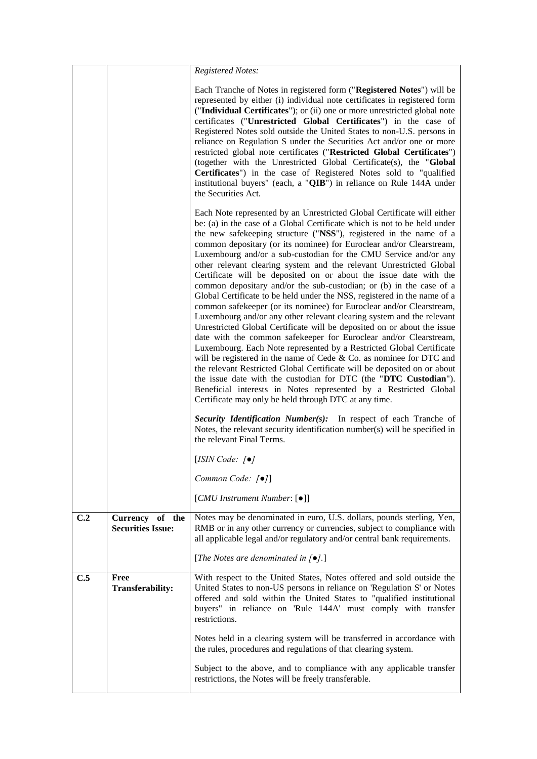|  |  | *Registered Notes:*<br><br>Each Tranche of Notes in registered form ("**Registered Notes**") will be represented by either (i) individual note certificates in registered form ("**Individual Certificates**"); or (ii) one or more unrestricted global note certificates ("**Unrestricted Global Certificates**") in the case of Registered Notes sold outside the United States to non-U.S. persons in reliance on Regulation S under the Securities Act and/or one or more restricted global note certificates ("**Restricted Global Certificates**") (together with the Unrestricted Global Certificate(s), the "**Global Certificates**") in the case of Registered Notes sold to "qualified institutional buyers" (each, a "**QIB**") in reliance on Rule 144A under the Securities Act.<br><br>Each Note represented by an Unrestricted Global Certificate will either be: (a) in the case of a Global Certificate which is not to be held under the new safekeeping structure ("**NSS**"), registered in the name of a common depositary (or its nominee) for Euroclear and/or Clearstream, Luxembourg and/or a sub-custodian for the CMU Service and/or any other relevant clearing system and the relevant Unrestricted Global Certificate will be deposited on or about the issue date with the common depositary and/or the sub-custodian; or (b) in the case of a Global Certificate to be held under the NSS, registered in the name of a common safekeeper (or its nominee) for Euroclear and/or Clearstream, Luxembourg and/or any other relevant clearing system and the relevant Unrestricted Global Certificate will be deposited on or about the issue date with the common safekeeper for Euroclear and/or Clearstream, Luxembourg. Each Note represented by a Restricted Global Certificate will be registered in the name of Cede & Co. as nominee for DTC and the relevant Restricted Global Certificate will be deposited on or about the issue date with the custodian for DTC (the "**DTC Custodian**"). Beneficial interests in Notes represented by a Restricted Global Certificate may only be held through DTC at any time.<br><br>***Security Identification Number(s):*** In respect of each Tranche of Notes, the relevant security identification number(s) will be specified in the relevant Final Terms.<br><br>[*ISIN Code: [●]*<br><br>*Common Code: [●]*]<br><br>[*CMU Instrument Number*: [●]] |
|---|---|---|
| **C.2** | **Currency of the Securities Issue:** | Notes may be denominated in euro, U.S. dollars, pounds sterling, Yen, RMB or in any other currency or currencies, subject to compliance with all applicable legal and/or regulatory and/or central bank requirements.<br><br>[*The Notes are denominated in [●].*] |
| **C.5** | **Free Transferability:** | With respect to the United States, Notes offered and sold outside the United States to non-US persons in reliance on 'Regulation S' or Notes offered and sold within the United States to "qualified institutional buyers" in reliance on 'Rule 144A' must comply with transfer restrictions.<br><br>Notes held in a clearing system will be transferred in accordance with the rules, procedures and regulations of that clearing system.<br><br>Subject to the above, and to compliance with any applicable transfer restrictions, the Notes will be freely transferable. |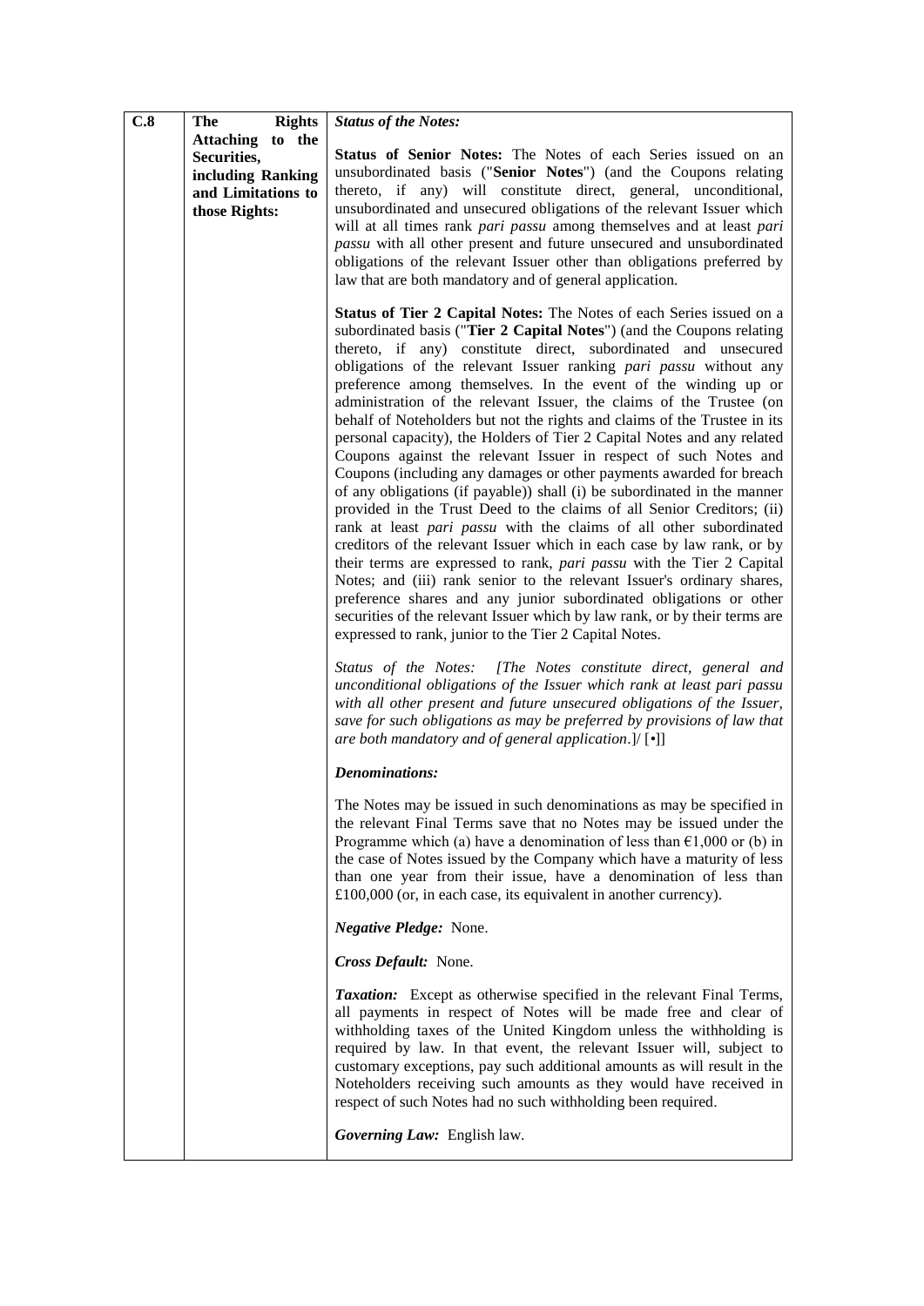| C.8 | The Rights Attaching to the Securities, including Ranking and Limitations to those Rights: | ***Status of the Notes:***<br><br>**Status of Senior Notes:** The Notes of each Series issued on an unsubordinated basis ("**Senior Notes**") (and the Coupons relating thereto, if any) will constitute direct, general, unconditional, unsubordinated and unsecured obligations of the relevant Issuer which will at all times rank *pari passu* among themselves and at least *pari passu* with all other present and future unsecured and unsubordinated obligations of the relevant Issuer other than obligations preferred by law that are both mandatory and of general application.<br><br>**Status of Tier 2 Capital Notes:** The Notes of each Series issued on a subordinated basis ("**Tier 2 Capital Notes**") (and the Coupons relating thereto, if any) constitute direct, subordinated and unsecured obligations of the relevant Issuer ranking *pari passu* without any preference among themselves. In the event of the winding up or administration of the relevant Issuer, the claims of the Trustee (on behalf of Noteholders but not the rights and claims of the Trustee in its personal capacity), the Holders of Tier 2 Capital Notes and any related Coupons against the relevant Issuer in respect of such Notes and Coupons (including any damages or other payments awarded for breach of any obligations (if payable)) shall (i) be subordinated in the manner provided in the Trust Deed to the claims of all Senior Creditors; (ii) rank at least *pari passu* with the claims of all other subordinated creditors of the relevant Issuer which in each case by law rank, or by their terms are expressed to rank, *pari passu* with the Tier 2 Capital Notes; and (iii) rank senior to the relevant Issuer's ordinary shares, preference shares and any junior subordinated obligations or other securities of the relevant Issuer which by law rank, or by their terms are expressed to rank, junior to the Tier 2 Capital Notes.<br><br>*Status of the Notes: [The Notes constitute direct, general and unconditional obligations of the Issuer which rank at least pari passu with all other present and future unsecured obligations of the Issuer, save for such obligations as may be preferred by provisions of law that are both mandatory and of general application.]/* [•]]<br><br>***Denominations:***<br><br>The Notes may be issued in such denominations as may be specified in the relevant Final Terms save that no Notes may be issued under the Programme which (a) have a denomination of less than €1,000 or (b) in the case of Notes issued by the Company which have a maturity of less than one year from their issue, have a denomination of less than £100,000 (or, in each case, its equivalent in another currency).<br><br>***Negative Pledge:*** None.<br><br>***Cross Default:*** None.<br><br>***Taxation:*** Except as otherwise specified in the relevant Final Terms, all payments in respect of Notes will be made free and clear of withholding taxes of the United Kingdom unless the withholding is required by law. In that event, the relevant Issuer will, subject to customary exceptions, pay such additional amounts as will result in the Noteholders receiving such amounts as they would have received in respect of such Notes had no such withholding been required.<br><br>***Governing Law:*** English law. |
|---|---|---|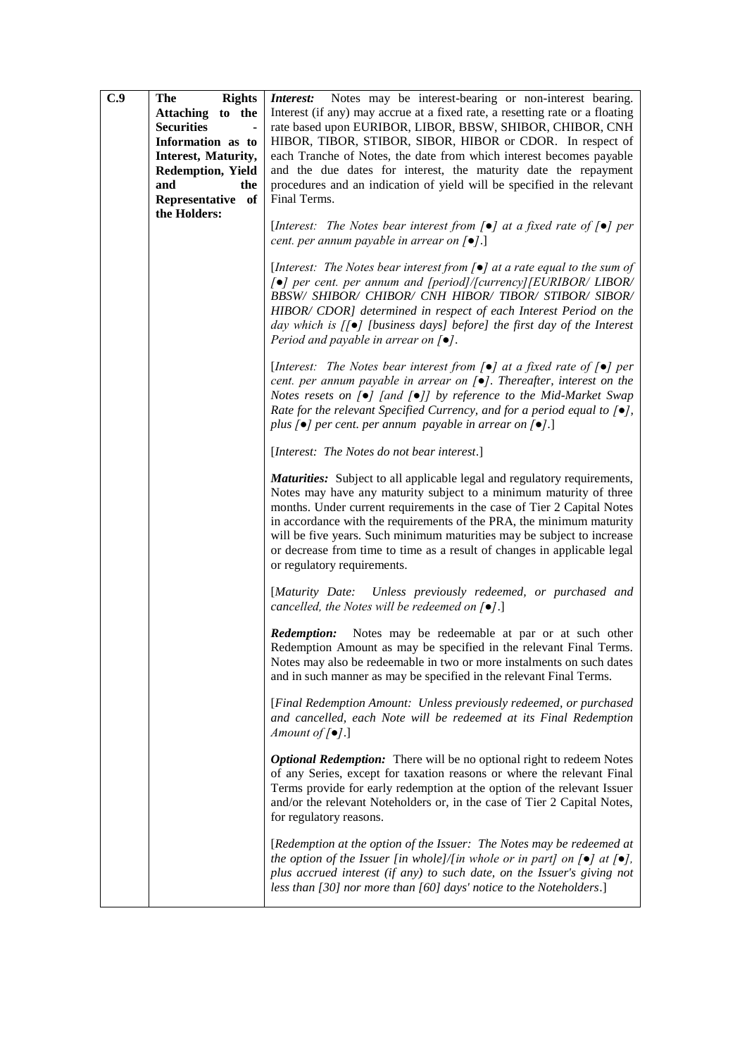| C.9 | The Rights Attaching to the Securities - Information as to Interest, Maturity, Redemption, Yield and the Representative of the Holders: | ***Interest:*** Notes may be interest-bearing or non-interest bearing. Interest (if any) may accrue at a fixed rate, a resetting rate or a floating rate based upon EURIBOR, LIBOR, BBSW, SHIBOR, CHIBOR, CNH HIBOR, TIBOR, STIBOR, SIBOR, HIBOR or CDOR. In respect of each Tranche of Notes, the date from which interest becomes payable and the due dates for interest, the maturity date the repayment procedures and an indication of yield will be specified in the relevant Final Terms.<br><br>[*Interest: The Notes bear interest from [●] at a fixed rate of [●] per cent. per annum payable in arrear on [●].*]<br><br>[*Interest: The Notes bear interest from [●] at a rate equal to the sum of [●] per cent. per annum and [period]/[currency][EURIBOR/ LIBOR/ BBSW/ SHIBOR/ CHIBOR/ CNH HIBOR/ TIBOR/ STIBOR/ SIBOR/ HIBOR/ CDOR] determined in respect of each Interest Period on the day which is [[●] [business days] before] the first day of the Interest Period and payable in arrear on [●].*<br><br>[*Interest: The Notes bear interest from [●] at a fixed rate of [●] per cent. per annum payable in arrear on [●]. Thereafter, interest on the Notes resets on [●] [and [●]] by reference to the Mid-Market Swap Rate for the relevant Specified Currency, and for a period equal to [●], plus [●] per cent. per annum payable in arrear on [●].*]<br><br>[*Interest: The Notes do not bear interest.*]<br><br>***Maturities:*** Subject to all applicable legal and regulatory requirements, Notes may have any maturity subject to a minimum maturity of three months. Under current requirements in the case of Tier 2 Capital Notes in accordance with the requirements of the PRA, the minimum maturity will be five years. Such minimum maturities may be subject to increase or decrease from time to time as a result of changes in applicable legal or regulatory requirements.<br><br>[*Maturity Date: Unless previously redeemed, or purchased and cancelled, the Notes will be redeemed on [●].*]<br><br>***Redemption:*** Notes may be redeemable at par or at such other Redemption Amount as may be specified in the relevant Final Terms. Notes may also be redeemable in two or more instalments on such dates and in such manner as may be specified in the relevant Final Terms.<br><br>[*Final Redemption Amount: Unless previously redeemed, or purchased and cancelled, each Note will be redeemed at its Final Redemption Amount of [●].*]<br><br>***Optional Redemption:*** There will be no optional right to redeem Notes of any Series, except for taxation reasons or where the relevant Final Terms provide for early redemption at the option of the relevant Issuer and/or the relevant Noteholders or, in the case of Tier 2 Capital Notes, for regulatory reasons.<br><br>[*Redemption at the option of the Issuer: The Notes may be redeemed at the option of the Issuer [in whole]/[in whole or in part] on [●] at [●], plus accrued interest (if any) to such date, on the Issuer's giving not less than [30] nor more than [60] days' notice to the Noteholders.*] |
|---|---|---|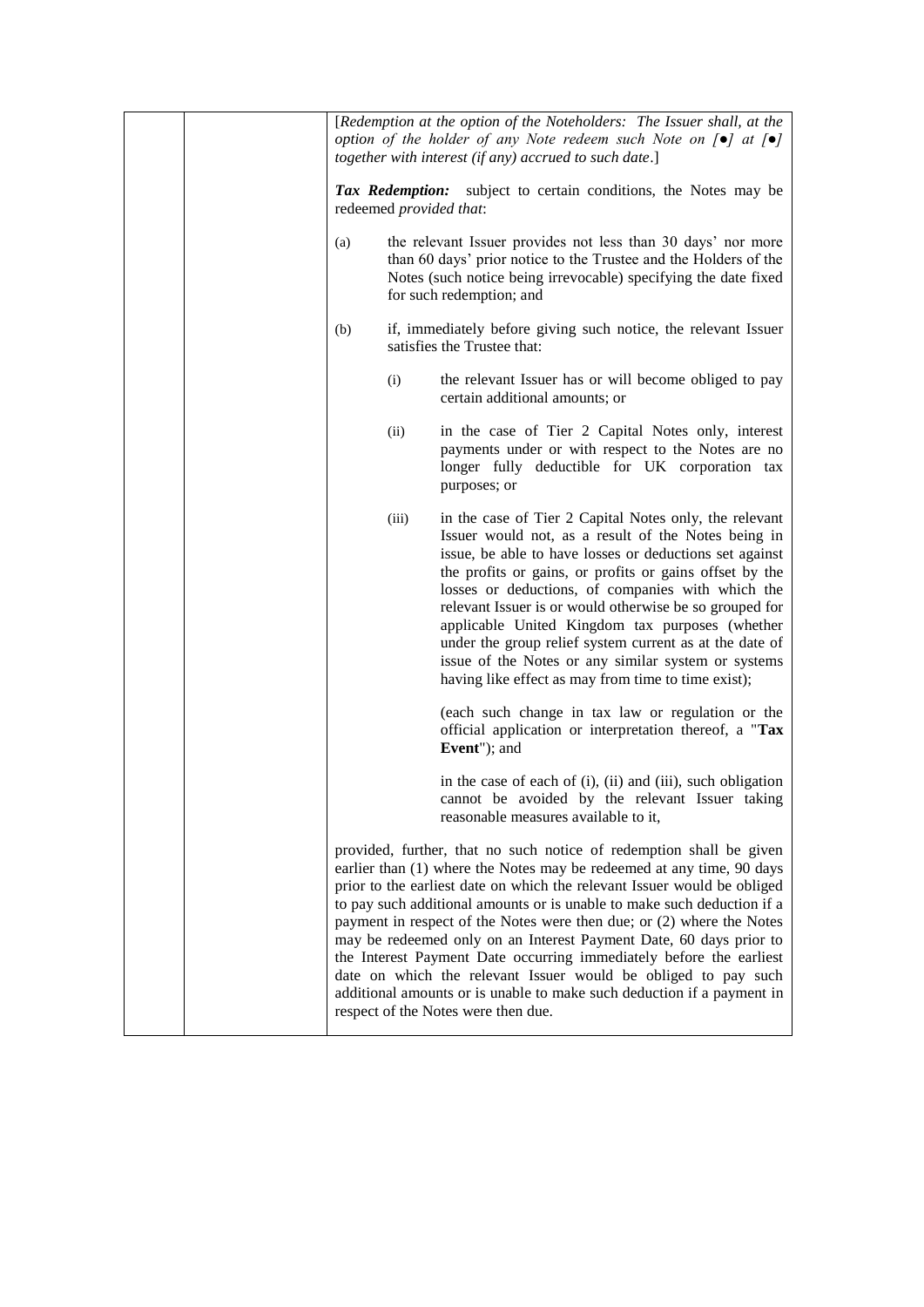| | | [*Redemption at the option of the Noteholders: The Issuer shall, at the option of the holder of any Note redeem such Note on [●] at [●] together with interest (if any) accrued to such date*.]<br><br>***Tax Redemption:*** subject to certain conditions, the Notes may be redeemed *provided that*:<br><br>(a) the relevant Issuer provides not less than 30 days' nor more than 60 days' prior notice to the Trustee and the Holders of the Notes (such notice being irrevocable) specifying the date fixed for such redemption; and<br><br>(b) if, immediately before giving such notice, the relevant Issuer satisfies the Trustee that:<br><br>(i) the relevant Issuer has or will become obliged to pay certain additional amounts; or<br><br>(ii) in the case of Tier 2 Capital Notes only, interest payments under or with respect to the Notes are no longer fully deductible for UK corporation tax purposes; or<br><br>(iii) in the case of Tier 2 Capital Notes only, the relevant Issuer would not, as a result of the Notes being in issue, be able to have losses or deductions set against the profits or gains, or profits or gains offset by the losses or deductions, of companies with which the relevant Issuer is or would otherwise be so grouped for applicable United Kingdom tax purposes (whether under the group relief system current as at the date of issue of the Notes or any similar system or systems having like effect as may from time to time exist);<br><br>(each such change in tax law or regulation or the official application or interpretation thereof, a "**Tax Event**"); and<br><br>in the case of each of (i), (ii) and (iii), such obligation cannot be avoided by the relevant Issuer taking reasonable measures available to it,<br><br>provided, further, that no such notice of redemption shall be given earlier than (1) where the Notes may be redeemed at any time, 90 days prior to the earliest date on which the relevant Issuer would be obliged to pay such additional amounts or is unable to make such deduction if a payment in respect of the Notes were then due; or (2) where the Notes may be redeemed only on an Interest Payment Date, 60 days prior to the Interest Payment Date occurring immediately before the earliest date on which the relevant Issuer would be obliged to pay such additional amounts or is unable to make such deduction if a payment in respect of the Notes were then due. |
|---|---|---|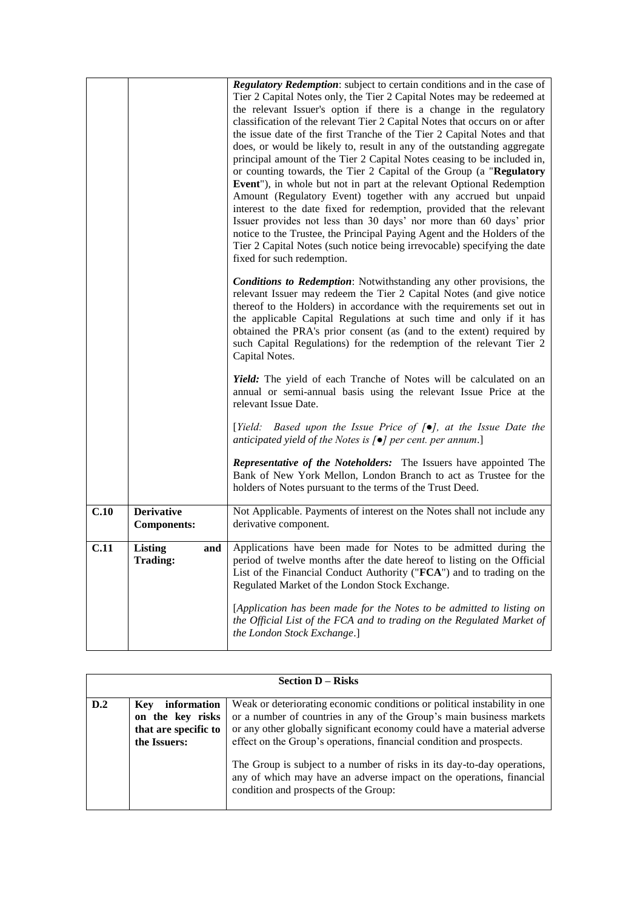| | | |
|---|---|---|
| | | ***Regulatory Redemption***: subject to certain conditions and in the case of Tier 2 Capital Notes only, the Tier 2 Capital Notes may be redeemed at the relevant Issuer's option if there is a change in the regulatory classification of the relevant Tier 2 Capital Notes that occurs on or after the issue date of the first Tranche of the Tier 2 Capital Notes and that does, or would be likely to, result in any of the outstanding aggregate principal amount of the Tier 2 Capital Notes ceasing to be included in, or counting towards, the Tier 2 Capital of the Group (a "**Regulatory Event**"), in whole but not in part at the relevant Optional Redemption Amount (Regulatory Event) together with any accrued but unpaid interest to the date fixed for redemption, provided that the relevant Issuer provides not less than 30 days' nor more than 60 days' prior notice to the Trustee, the Principal Paying Agent and the Holders of the Tier 2 Capital Notes (such notice being irrevocable) specifying the date fixed for such redemption.<br><br>***Conditions to Redemption***: Notwithstanding any other provisions, the relevant Issuer may redeem the Tier 2 Capital Notes (and give notice thereof to the Holders) in accordance with the requirements set out in the applicable Capital Regulations at such time and only if it has obtained the PRA's prior consent (as (and to the extent) required by such Capital Regulations) for the redemption of the relevant Tier 2 Capital Notes.<br><br>***Yield:*** The yield of each Tranche of Notes will be calculated on an annual or semi-annual basis using the relevant Issue Price at the relevant Issue Date.<br><br>[*Yield: Based upon the Issue Price of [●], at the Issue Date the anticipated yield of the Notes is [●] per cent. per annum*.]<br><br>***Representative of the Noteholders:*** The Issuers have appointed The Bank of New York Mellon, London Branch to act as Trustee for the holders of Notes pursuant to the terms of the Trust Deed. |
| **C.10** | **Derivative Components:** | Not Applicable. Payments of interest on the Notes shall not include any derivative component. |
| **C.11** | **Listing and Trading:** | Applications have been made for Notes to be admitted during the period of twelve months after the date hereof to listing on the Official List of the Financial Conduct Authority ("**FCA**") and to trading on the Regulated Market of the London Stock Exchange.<br><br>[*Application has been made for the Notes to be admitted to listing on the Official List of the FCA and to trading on the Regulated Market of the London Stock Exchange*.] |

| **Section D – Risks** | | |
|---|---|---|
| **D.2** | **Key information on the key risks that are specific to the Issuers:** | Weak or deteriorating economic conditions or political instability in one or a number of countries in any of the Group's main business markets or any other globally significant economy could have a material adverse effect on the Group's operations, financial condition and prospects.<br><br>The Group is subject to a number of risks in its day-to-day operations, any of which may have an adverse impact on the operations, financial condition and prospects of the Group: |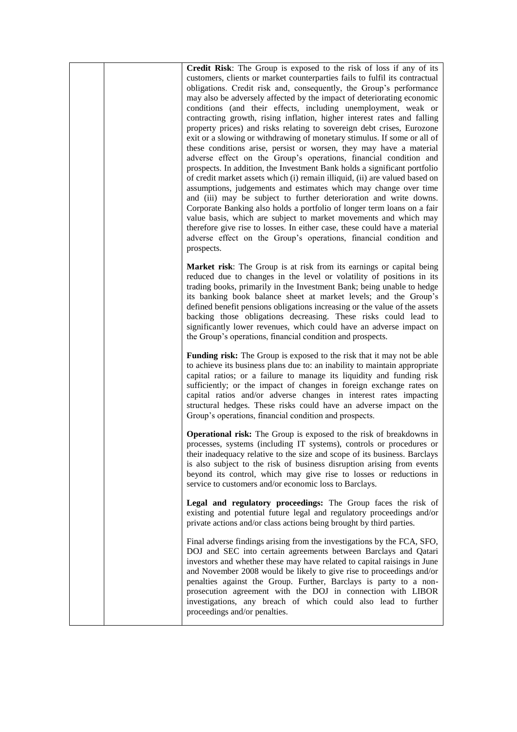| | | |
|---|---|---|
| | | **Credit Risk**: The Group is exposed to the risk of loss if any of its customers, clients or market counterparties fails to fulfil its contractual obligations. Credit risk and, consequently, the Group's performance may also be adversely affected by the impact of deteriorating economic conditions (and their effects, including unemployment, weak or contracting growth, rising inflation, higher interest rates and falling property prices) and risks relating to sovereign debt crises, Eurozone exit or a slowing or withdrawing of monetary stimulus. If some or all of these conditions arise, persist or worsen, they may have a material adverse effect on the Group's operations, financial condition and prospects. In addition, the Investment Bank holds a significant portfolio of credit market assets which (i) remain illiquid, (ii) are valued based on assumptions, judgements and estimates which may change over time and (iii) may be subject to further deterioration and write downs. Corporate Banking also holds a portfolio of longer term loans on a fair value basis, which are subject to market movements and which may therefore give rise to losses. In either case, these could have a material adverse effect on the Group's operations, financial condition and prospects.<br><br>**Market risk**: The Group is at risk from its earnings or capital being reduced due to changes in the level or volatility of positions in its trading books, primarily in the Investment Bank; being unable to hedge its banking book balance sheet at market levels; and the Group's defined benefit pensions obligations increasing or the value of the assets backing those obligations decreasing. These risks could lead to significantly lower revenues, which could have an adverse impact on the Group's operations, financial condition and prospects.<br><br>**Funding risk:** The Group is exposed to the risk that it may not be able to achieve its business plans due to: an inability to maintain appropriate capital ratios; or a failure to manage its liquidity and funding risk sufficiently; or the impact of changes in foreign exchange rates on capital ratios and/or adverse changes in interest rates impacting structural hedges. These risks could have an adverse impact on the Group's operations, financial condition and prospects.<br><br>**Operational risk:** The Group is exposed to the risk of breakdowns in processes, systems (including IT systems), controls or procedures or their inadequacy relative to the size and scope of its business. Barclays is also subject to the risk of business disruption arising from events beyond its control, which may give rise to losses or reductions in service to customers and/or economic loss to Barclays.<br><br>**Legal and regulatory proceedings:** The Group faces the risk of existing and potential future legal and regulatory proceedings and/or private actions and/or class actions being brought by third parties.<br><br>Final adverse findings arising from the investigations by the FCA, SFO, DOJ and SEC into certain agreements between Barclays and Qatari investors and whether these may have related to capital raisings in June and November 2008 would be likely to give rise to proceedings and/or penalties against the Group. Further, Barclays is party to a non-prosecution agreement with the DOJ in connection with LIBOR investigations, any breach of which could also lead to further proceedings and/or penalties. |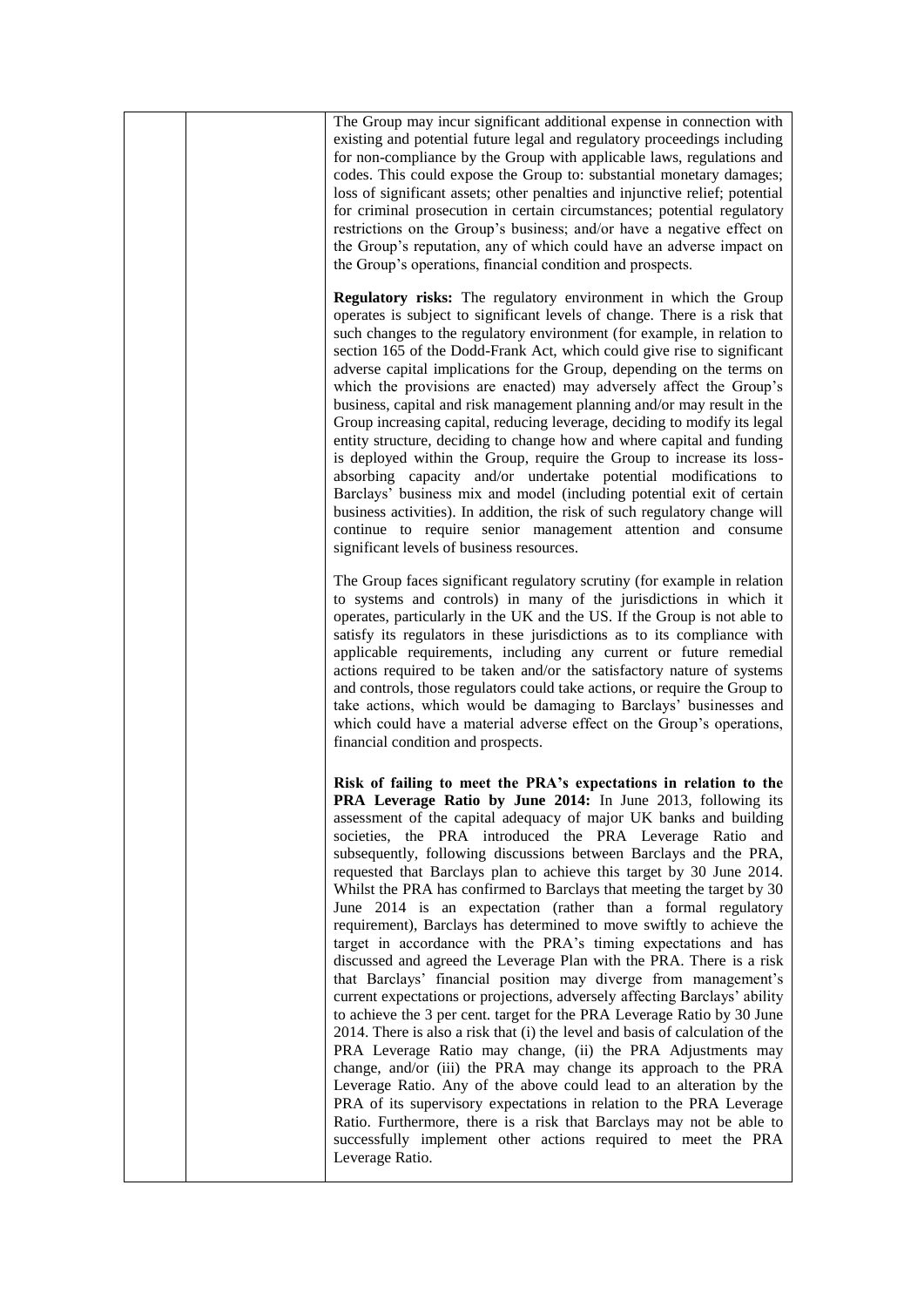The Group may incur significant additional expense in connection with existing and potential future legal and regulatory proceedings including for non-compliance by the Group with applicable laws, regulations and codes. This could expose the Group to: substantial monetary damages; loss of significant assets; other penalties and injunctive relief; potential for criminal prosecution in certain circumstances; potential regulatory restrictions on the Group's business; and/or have a negative effect on the Group's reputation, any of which could have an adverse impact on the Group's operations, financial condition and prospects.

**Regulatory risks:** The regulatory environment in which the Group operates is subject to significant levels of change. There is a risk that such changes to the regulatory environment (for example, in relation to section 165 of the Dodd-Frank Act, which could give rise to significant adverse capital implications for the Group, depending on the terms on which the provisions are enacted) may adversely affect the Group's business, capital and risk management planning and/or may result in the Group increasing capital, reducing leverage, deciding to modify its legal entity structure, deciding to change how and where capital and funding is deployed within the Group, require the Group to increase its loss-absorbing capacity and/or undertake potential modifications to Barclays' business mix and model (including potential exit of certain business activities). In addition, the risk of such regulatory change will continue to require senior management attention and consume significant levels of business resources.

The Group faces significant regulatory scrutiny (for example in relation to systems and controls) in many of the jurisdictions in which it operates, particularly in the UK and the US. If the Group is not able to satisfy its regulators in these jurisdictions as to its compliance with applicable requirements, including any current or future remedial actions required to be taken and/or the satisfactory nature of systems and controls, those regulators could take actions, or require the Group to take actions, which would be damaging to Barclays' businesses and which could have a material adverse effect on the Group's operations, financial condition and prospects.

**Risk of failing to meet the PRA's expectations in relation to the PRA Leverage Ratio by June 2014:** In June 2013, following its assessment of the capital adequacy of major UK banks and building societies, the PRA introduced the PRA Leverage Ratio and subsequently, following discussions between Barclays and the PRA, requested that Barclays plan to achieve this target by 30 June 2014. Whilst the PRA has confirmed to Barclays that meeting the target by 30 June 2014 is an expectation (rather than a formal regulatory requirement), Barclays has determined to move swiftly to achieve the target in accordance with the PRA's timing expectations and has discussed and agreed the Leverage Plan with the PRA. There is a risk that Barclays' financial position may diverge from management's current expectations or projections, adversely affecting Barclays' ability to achieve the 3 per cent. target for the PRA Leverage Ratio by 30 June 2014. There is also a risk that (i) the level and basis of calculation of the PRA Leverage Ratio may change, (ii) the PRA Adjustments may change, and/or (iii) the PRA may change its approach to the PRA Leverage Ratio. Any of the above could lead to an alteration by the PRA of its supervisory expectations in relation to the PRA Leverage Ratio. Furthermore, there is a risk that Barclays may not be able to successfully implement other actions required to meet the PRA Leverage Ratio.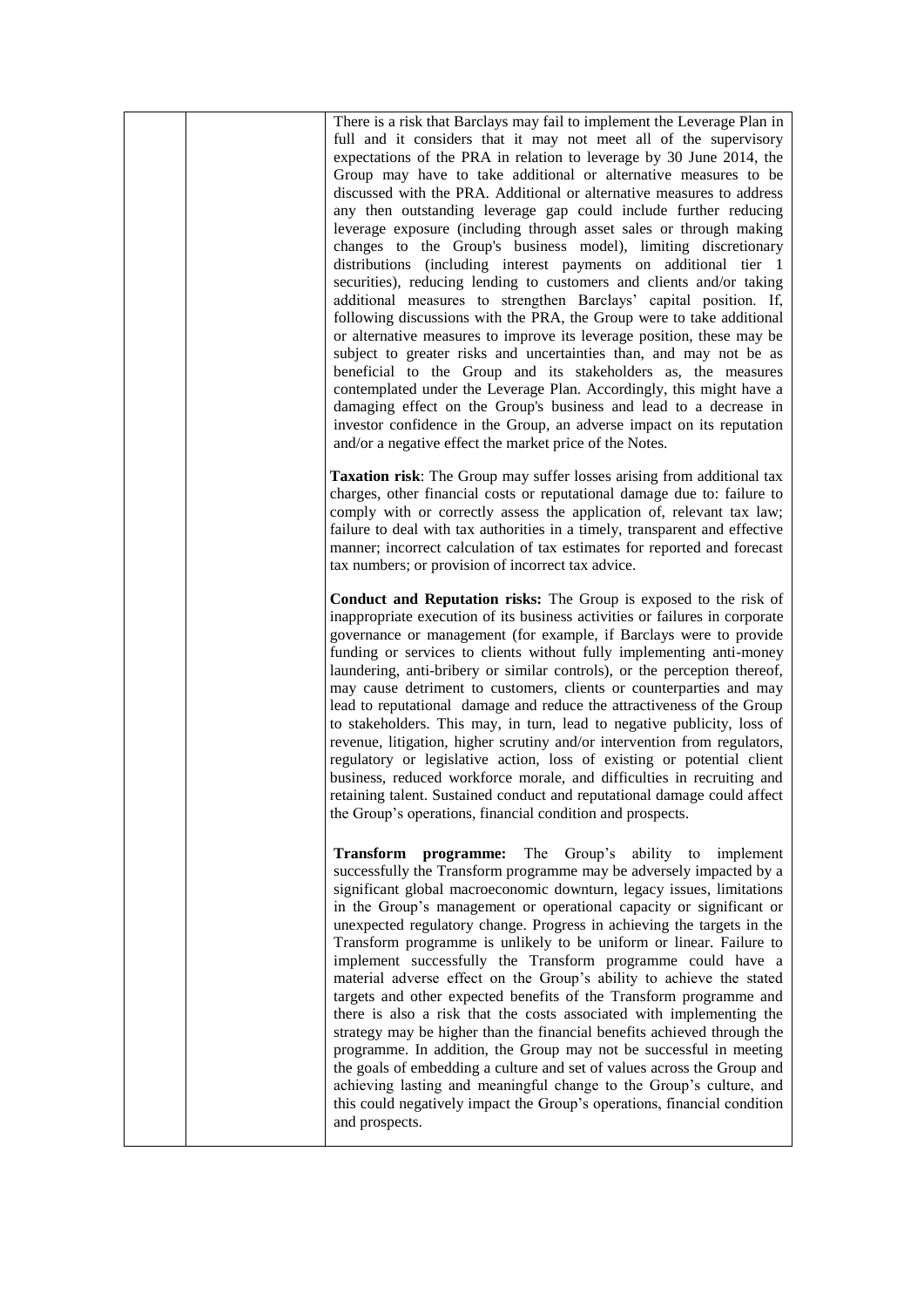| | | |
|---|---|---|
| | | There is a risk that Barclays may fail to implement the Leverage Plan in full and it considers that it may not meet all of the supervisory expectations of the PRA in relation to leverage by 30 June 2014, the Group may have to take additional or alternative measures to be discussed with the PRA. Additional or alternative measures to address any then outstanding leverage gap could include further reducing leverage exposure (including through asset sales or through making changes to the Group's business model), limiting discretionary distributions (including interest payments on additional tier 1 securities), reducing lending to customers and clients and/or taking additional measures to strengthen Barclays' capital position. If, following discussions with the PRA, the Group were to take additional or alternative measures to improve its leverage position, these may be subject to greater risks and uncertainties than, and may not be as beneficial to the Group and its stakeholders as, the measures contemplated under the Leverage Plan. Accordingly, this might have a damaging effect on the Group's business and lead to a decrease in investor confidence in the Group, an adverse impact on its reputation and/or a negative effect the market price of the Notes.<br><br>**Taxation risk**: The Group may suffer losses arising from additional tax charges, other financial costs or reputational damage due to: failure to comply with or correctly assess the application of, relevant tax law; failure to deal with tax authorities in a timely, transparent and effective manner; incorrect calculation of tax estimates for reported and forecast tax numbers; or provision of incorrect tax advice.<br><br>**Conduct and Reputation risks:** The Group is exposed to the risk of inappropriate execution of its business activities or failures in corporate governance or management (for example, if Barclays were to provide funding or services to clients without fully implementing anti-money laundering, anti-bribery or similar controls), or the perception thereof, may cause detriment to customers, clients or counterparties and may lead to reputational damage and reduce the attractiveness of the Group to stakeholders. This may, in turn, lead to negative publicity, loss of revenue, litigation, higher scrutiny and/or intervention from regulators, regulatory or legislative action, loss of existing or potential client business, reduced workforce morale, and difficulties in recruiting and retaining talent. Sustained conduct and reputational damage could affect the Group's operations, financial condition and prospects.<br><br>**Transform programme:** The Group's ability to implement successfully the Transform programme may be adversely impacted by a significant global macroeconomic downturn, legacy issues, limitations in the Group's management or operational capacity or significant or unexpected regulatory change. Progress in achieving the targets in the Transform programme is unlikely to be uniform or linear. Failure to implement successfully the Transform programme could have a material adverse effect on the Group's ability to achieve the stated targets and other expected benefits of the Transform programme and there is also a risk that the costs associated with implementing the strategy may be higher than the financial benefits achieved through the programme. In addition, the Group may not be successful in meeting the goals of embedding a culture and set of values across the Group and achieving lasting and meaningful change to the Group's culture, and this could negatively impact the Group's operations, financial condition and prospects. |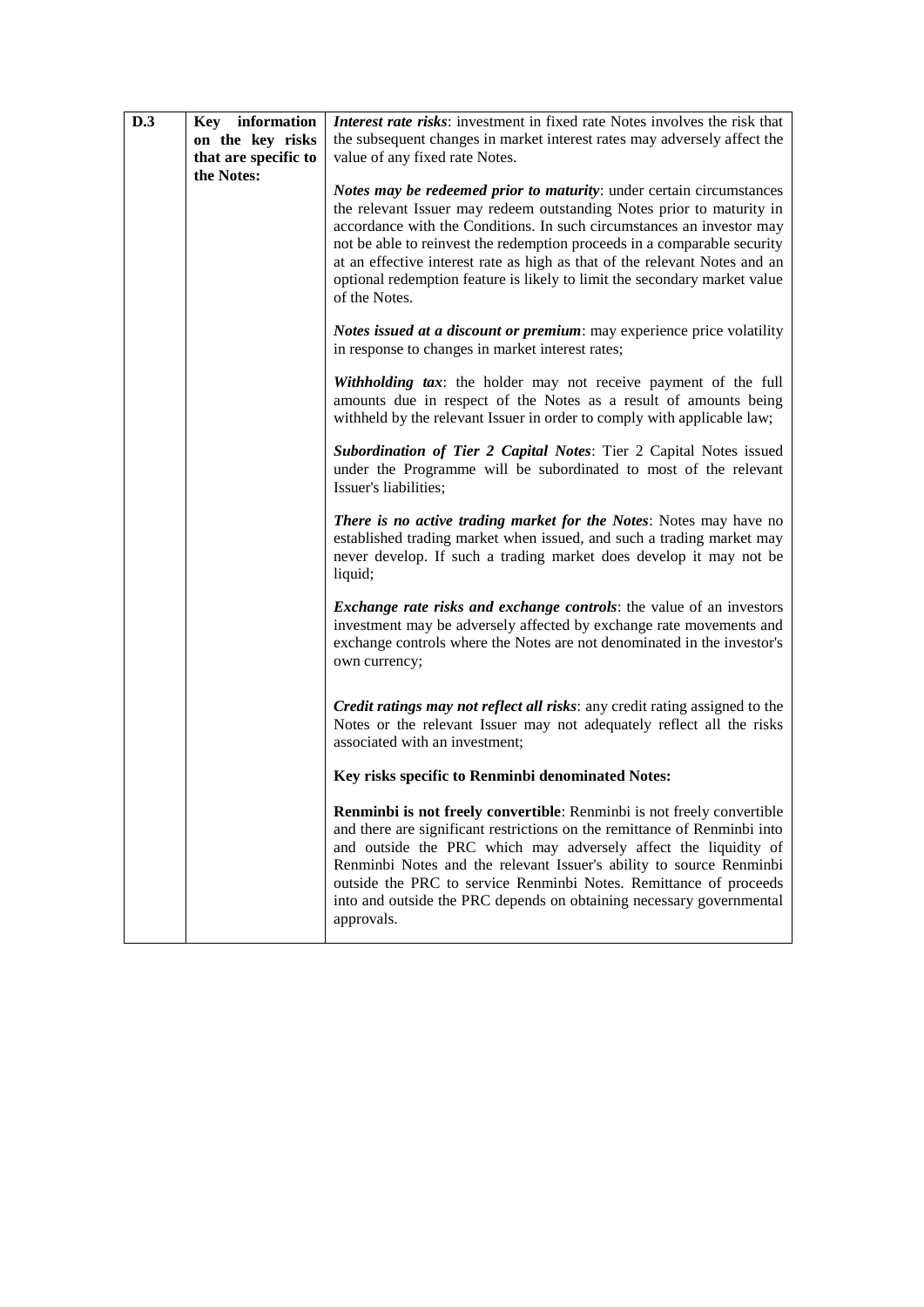| D.3 | Key information on the key risks that are specific to the Notes: | ***Interest rate risks***: investment in fixed rate Notes involves the risk that the subsequent changes in market interest rates may adversely affect the value of any fixed rate Notes.<br><br>***Notes may be redeemed prior to maturity***: under certain circumstances the relevant Issuer may redeem outstanding Notes prior to maturity in accordance with the Conditions. In such circumstances an investor may not be able to reinvest the redemption proceeds in a comparable security at an effective interest rate as high as that of the relevant Notes and an optional redemption feature is likely to limit the secondary market value of the Notes.<br><br>***Notes issued at a discount or premium***: may experience price volatility in response to changes in market interest rates;<br><br>***Withholding tax***: the holder may not receive payment of the full amounts due in respect of the Notes as a result of amounts being withheld by the relevant Issuer in order to comply with applicable law;<br><br>***Subordination of Tier 2 Capital Notes***: Tier 2 Capital Notes issued under the Programme will be subordinated to most of the relevant Issuer's liabilities;<br><br>***There is no active trading market for the Notes***: Notes may have no established trading market when issued, and such a trading market may never develop. If such a trading market does develop it may not be liquid;<br><br>***Exchange rate risks and exchange controls***: the value of an investors investment may be adversely affected by exchange rate movements and exchange controls where the Notes are not denominated in the investor's own currency;<br><br>***Credit ratings may not reflect all risks***: any credit rating assigned to the Notes or the relevant Issuer may not adequately reflect all the risks associated with an investment;<br><br>**Key risks specific to Renminbi denominated Notes:**<br><br>**Renminbi is not freely convertible**: Renminbi is not freely convertible and there are significant restrictions on the remittance of Renminbi into and outside the PRC which may adversely affect the liquidity of Renminbi Notes and the relevant Issuer's ability to source Renminbi outside the PRC to service Renminbi Notes. Remittance of proceeds into and outside the PRC depends on obtaining necessary governmental approvals. |
|---|---|---|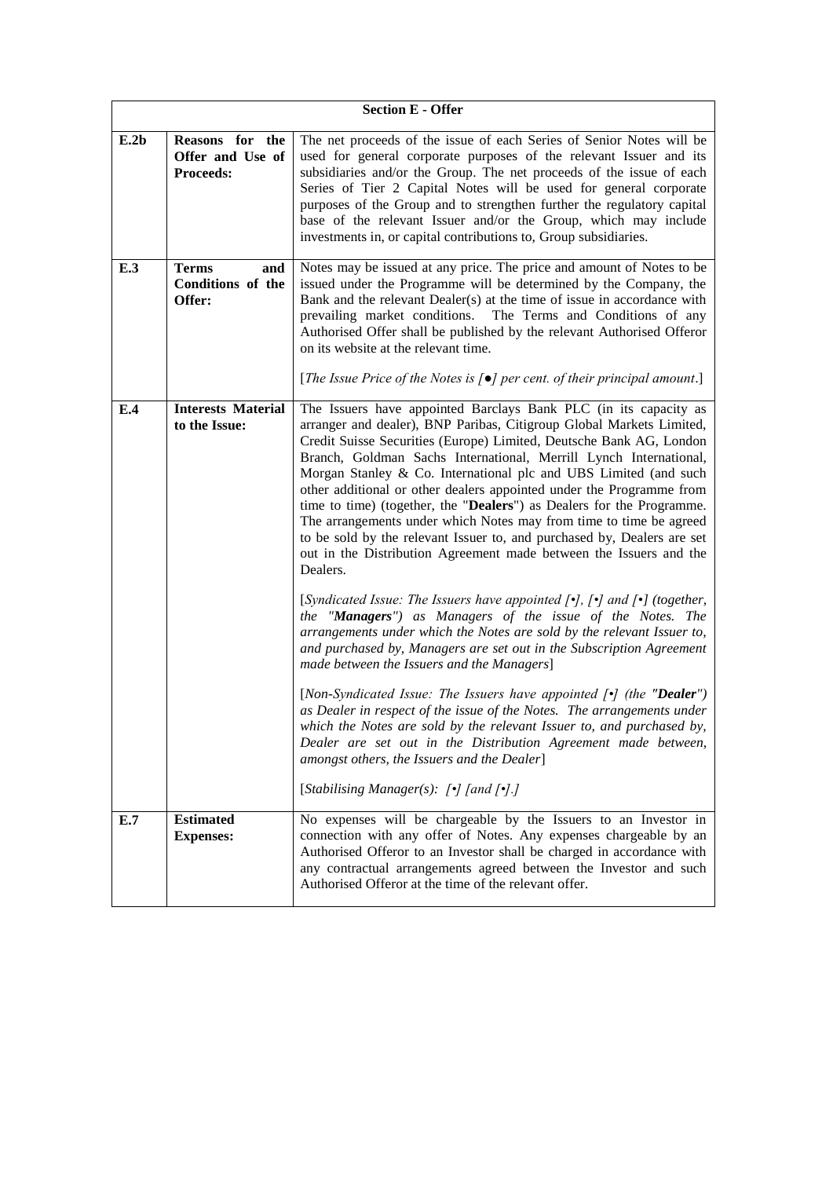| Section E - Offer | | |
|---|---|---|
| **E.2b** | **Reasons for the Offer and Use of Proceeds:** | The net proceeds of the issue of each Series of Senior Notes will be used for general corporate purposes of the relevant Issuer and its subsidiaries and/or the Group. The net proceeds of the issue of each Series of Tier 2 Capital Notes will be used for general corporate purposes of the Group and to strengthen further the regulatory capital base of the relevant Issuer and/or the Group, which may include investments in, or capital contributions to, Group subsidiaries. |
| **E.3** | **Terms and Conditions of the Offer:** | Notes may be issued at any price. The price and amount of Notes to be issued under the Programme will be determined by the Company, the Bank and the relevant Dealer(s) at the time of issue in accordance with prevailing market conditions. The Terms and Conditions of any Authorised Offer shall be published by the relevant Authorised Offeror on its website at the relevant time.<br><br>[*The Issue Price of the Notes is [●] per cent. of their principal amount*.] |
| **E.4** | **Interests Material to the Issue:** | The Issuers have appointed Barclays Bank PLC (in its capacity as arranger and dealer), BNP Paribas, Citigroup Global Markets Limited, Credit Suisse Securities (Europe) Limited, Deutsche Bank AG, London Branch, Goldman Sachs International, Merrill Lynch International, Morgan Stanley & Co. International plc and UBS Limited (and such other additional or other dealers appointed under the Programme from time to time) (together, the "**Dealers**") as Dealers for the Programme. The arrangements under which Notes may from time to time be agreed to be sold by the relevant Issuer to, and purchased by, Dealers are set out in the Distribution Agreement made between the Issuers and the Dealers.<br><br>[*Syndicated Issue: The Issuers have appointed [•], [•] and [•] (together, the "**Managers**") as Managers of the issue of the Notes. The arrangements under which the Notes are sold by the relevant Issuer to, and purchased by, Managers are set out in the Subscription Agreement made between the Issuers and the Managers*]<br><br>[*Non-Syndicated Issue: The Issuers have appointed [•] (the "**Dealer**") as Dealer in respect of the issue of the Notes. The arrangements under which the Notes are sold by the relevant Issuer to, and purchased by, Dealer are set out in the Distribution Agreement made between, amongst others, the Issuers and the Dealer*]<br><br>[*Stabilising Manager(s): [•] [and [•].]*] |
| **E.7** | **Estimated Expenses:** | No expenses will be chargeable by the Issuers to an Investor in connection with any offer of Notes. Any expenses chargeable by an Authorised Offeror to an Investor shall be charged in accordance with any contractual arrangements agreed between the Investor and such Authorised Offeror at the time of the relevant offer. |